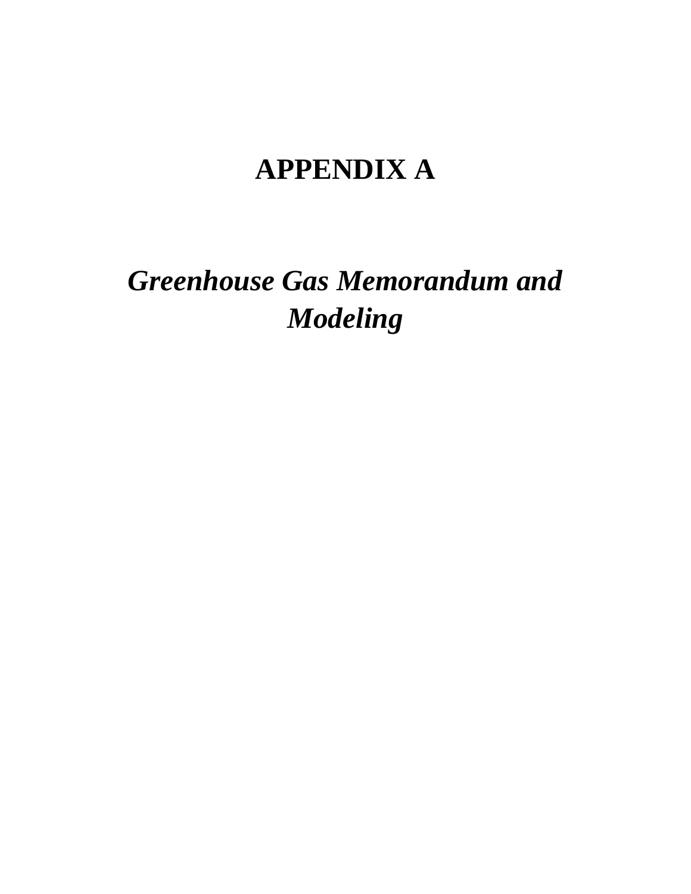# APPENDIX A

## *Greenhouse Gas Memorandum and Modeling*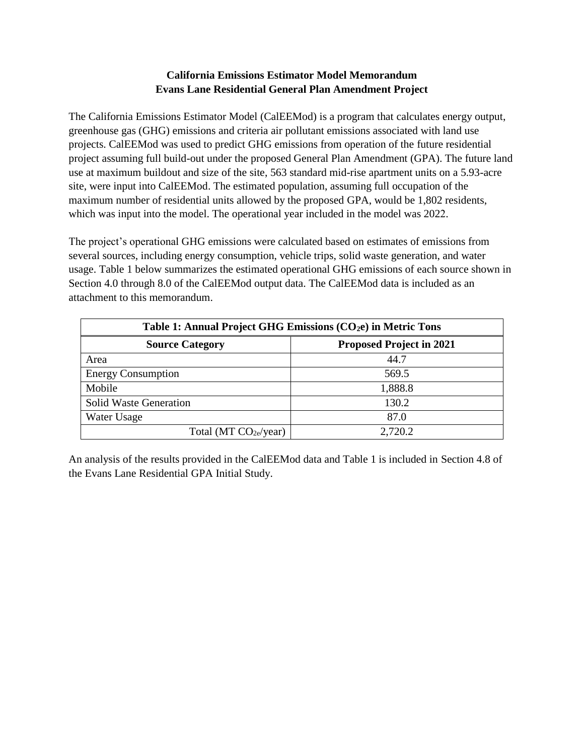**California Emissions Estimator Model Memorandum**
**Evans Lane Residential General Plan Amendment Project**

The California Emissions Estimator Model (CalEEMod) is a program that calculates energy output, greenhouse gas (GHG) emissions and criteria air pollutant emissions associated with land use projects. CalEEMod was used to predict GHG emissions from operation of the future residential project assuming full build-out under the proposed General Plan Amendment (GPA). The future land use at maximum buildout and size of the site, 563 standard mid-rise apartment units on a 5.93-acre site, were input into CalEEMod. The estimated population, assuming full occupation of the maximum number of residential units allowed by the proposed GPA, would be 1,802 residents, which was input into the model. The operational year included in the model was 2022.

The project's operational GHG emissions were calculated based on estimates of emissions from several sources, including energy consumption, vehicle trips, solid waste generation, and water usage. Table 1 below summarizes the estimated operational GHG emissions of each source shown in Section 4.0 through 8.0 of the CalEEMod output data. The CalEEMod data is included as an attachment to this memorandum.

| **Table 1: Annual Project GHG Emissions ($CO_2e$) in Metric Tons** | |
|---|---|
| **Source Category** | **Proposed Project in 2021** |
| Area | 44.7 |
| Energy Consumption | 569.5 |
| Mobile | 1,888.8 |
| Solid Waste Generation | 130.2 |
| Water Usage | 87.0 |
| Total (MT $CO_{2e}$/year) | 2,720.2 |

An analysis of the results provided in the CalEEMod data and Table 1 is included in Section 4.8 of the Evans Lane Residential GPA Initial Study.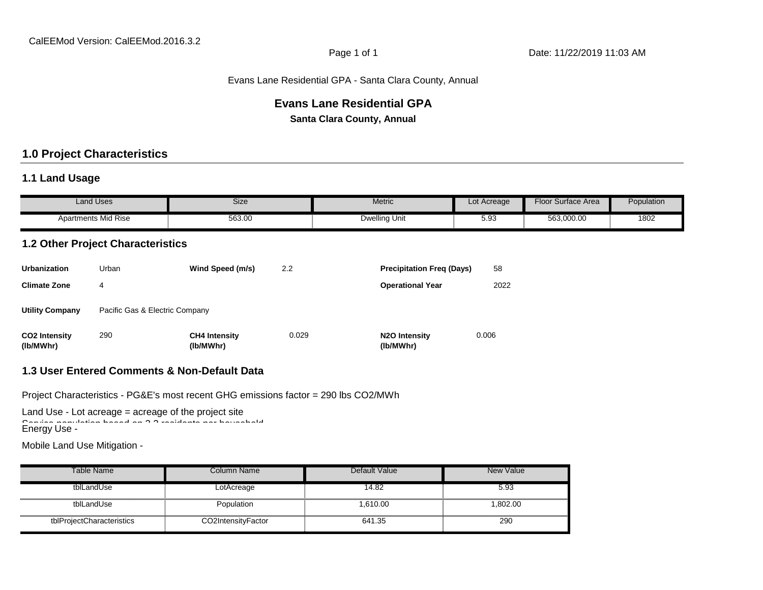CalEEMod Version: CalEEMod.2016.3.2

Evans Lane Residential GPA - Santa Clara County, Annual

# Evans Lane Residential GPA

**Santa Clara County, Annual**

## 1.0 Project Characteristics

### 1.1 Land Usage

| Land Uses | Size | Metric | Lot Acreage | Floor Surface Area | Population |
|---|---|---|---|---|---|
| Apartments Mid Rise | 563.00 | Dwelling Unit | 5.93 | 563,000.00 | 1802 |

### 1.2 Other Project Characteristics

| | | | | | |
|---|---|---|---|---|---|
| **Urbanization** | Urban | **Wind Speed (m/s)** | 2.2 | **Precipitation Freq (Days)** | 58 |
| **Climate Zone** | 4 | | | **Operational Year** | 2022 |
| **Utility Company** | Pacific Gas & Electric Company | | | | |
| **CO2 Intensity (lb/MWhr)** | 290 | **CH4 Intensity (lb/MWhr)** | 0.029 | **N2O Intensity (lb/MWhr)** | 0.006 |

### 1.3 User Entered Comments & Non-Default Data

Project Characteristics - PG&E's most recent GHG emissions factor = 290 lbs CO2/MWh

Land Use - Lot acreage = acreage of the project site
Service population based on 3.2 residents per household

Energy Use -

Mobile Land Use Mitigation -

| Table Name | Column Name | Default Value | New Value |
|---|---|---|---|
| tblLandUse | LotAcreage | 14.82 | 5.93 |
| tblLandUse | Population | 1,610.00 | 1,802.00 |
| tblProjectCharacteristics | CO2IntensityFactor | 641.35 | 290 |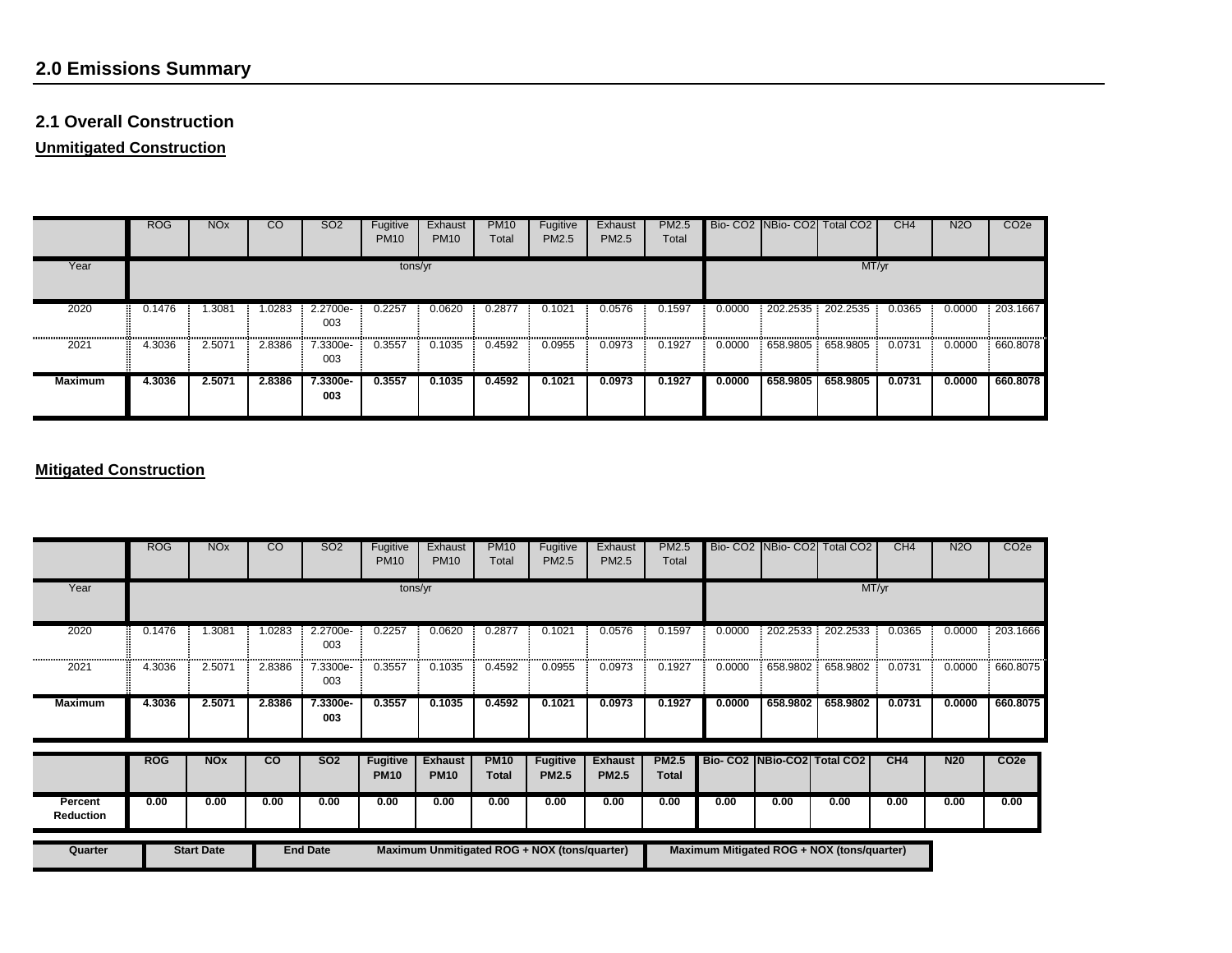## 2.0 Emissions Summary

### 2.1 Overall Construction

**Unmitigated Construction**

| | ROG | NOx | CO | SO2 | Fugitive PM10 | Exhaust PM10 | PM10 Total | Fugitive PM2.5 | Exhaust PM2.5 | PM2.5 Total | Bio- CO2 | NBio- CO2 | Total CO2 | CH4 | N2O | CO2e |
|---|---|---|---|---|---|---|---|---|---|---|---|---|---|---|---|---|
| Year | tons/yr | | | | | | | | | | MT/yr | | | | | |
| 2020 | 0.1476 | 1.3081 | 1.0283 | 2.2700e-003 | 0.2257 | 0.0620 | 0.2877 | 0.1021 | 0.0576 | 0.1597 | 0.0000 | 202.2535 | 202.2535 | 0.0365 | 0.0000 | 203.1667 |
| 2021 | 4.3036 | 2.5071 | 2.8386 | 7.3300e-003 | 0.3557 | 0.1035 | 0.4592 | 0.0955 | 0.0973 | 0.1927 | 0.0000 | 658.9805 | 658.9805 | 0.0731 | 0.0000 | 660.8078 |
| **Maximum** | **4.3036** | **2.5071** | **2.8386** | **7.3300e-003** | **0.3557** | **0.1035** | **0.4592** | **0.1021** | **0.0973** | **0.1927** | **0.0000** | **658.9805** | **658.9805** | **0.0731** | **0.0000** | **660.8078** |

**Mitigated Construction**

| | ROG | NOx | CO | SO2 | Fugitive PM10 | Exhaust PM10 | PM10 Total | Fugitive PM2.5 | Exhaust PM2.5 | PM2.5 Total | Bio- CO2 | NBio- CO2 | Total CO2 | CH4 | N2O | CO2e |
|---|---|---|---|---|---|---|---|---|---|---|---|---|---|---|---|---|
| Year | tons/yr | | | | | | | | | | MT/yr | | | | | |
| 2020 | 0.1476 | 1.3081 | 1.0283 | 2.2700e-003 | 0.2257 | 0.0620 | 0.2877 | 0.1021 | 0.0576 | 0.1597 | 0.0000 | 202.2533 | 202.2533 | 0.0365 | 0.0000 | 203.1666 |
| 2021 | 4.3036 | 2.5071 | 2.8386 | 7.3300e-003 | 0.3557 | 0.1035 | 0.4592 | 0.0955 | 0.0973 | 0.1927 | 0.0000 | 658.9802 | 658.9802 | 0.0731 | 0.0000 | 660.8075 |
| **Maximum** | **4.3036** | **2.5071** | **2.8386** | **7.3300e-003** | **0.3557** | **0.1035** | **0.4592** | **0.1021** | **0.0973** | **0.1927** | **0.0000** | **658.9802** | **658.9802** | **0.0731** | **0.0000** | **660.8075** |

| | **ROG** | **NOx** | **CO** | **SO2** | **Fugitive PM10** | **Exhaust PM10** | **PM10 Total** | **Fugitive PM2.5** | **Exhaust PM2.5** | **PM2.5 Total** | **Bio- CO2** | **NBio-CO2** | **Total CO2** | **CH4** | **N20** | **CO2e** |
|---|---|---|---|---|---|---|---|---|---|---|---|---|---|---|---|---|
| **Percent Reduction** | **0.00** | **0.00** | **0.00** | **0.00** | **0.00** | **0.00** | **0.00** | **0.00** | **0.00** | **0.00** | **0.00** | **0.00** | **0.00** | **0.00** | **0.00** | **0.00** |

| **Quarter** | **Start Date** | **End Date** | **Maximum Unmitigated ROG + NOX (tons/quarter)** | **Maximum Mitigated ROG + NOX (tons/quarter)** |
|---|---|---|---|---|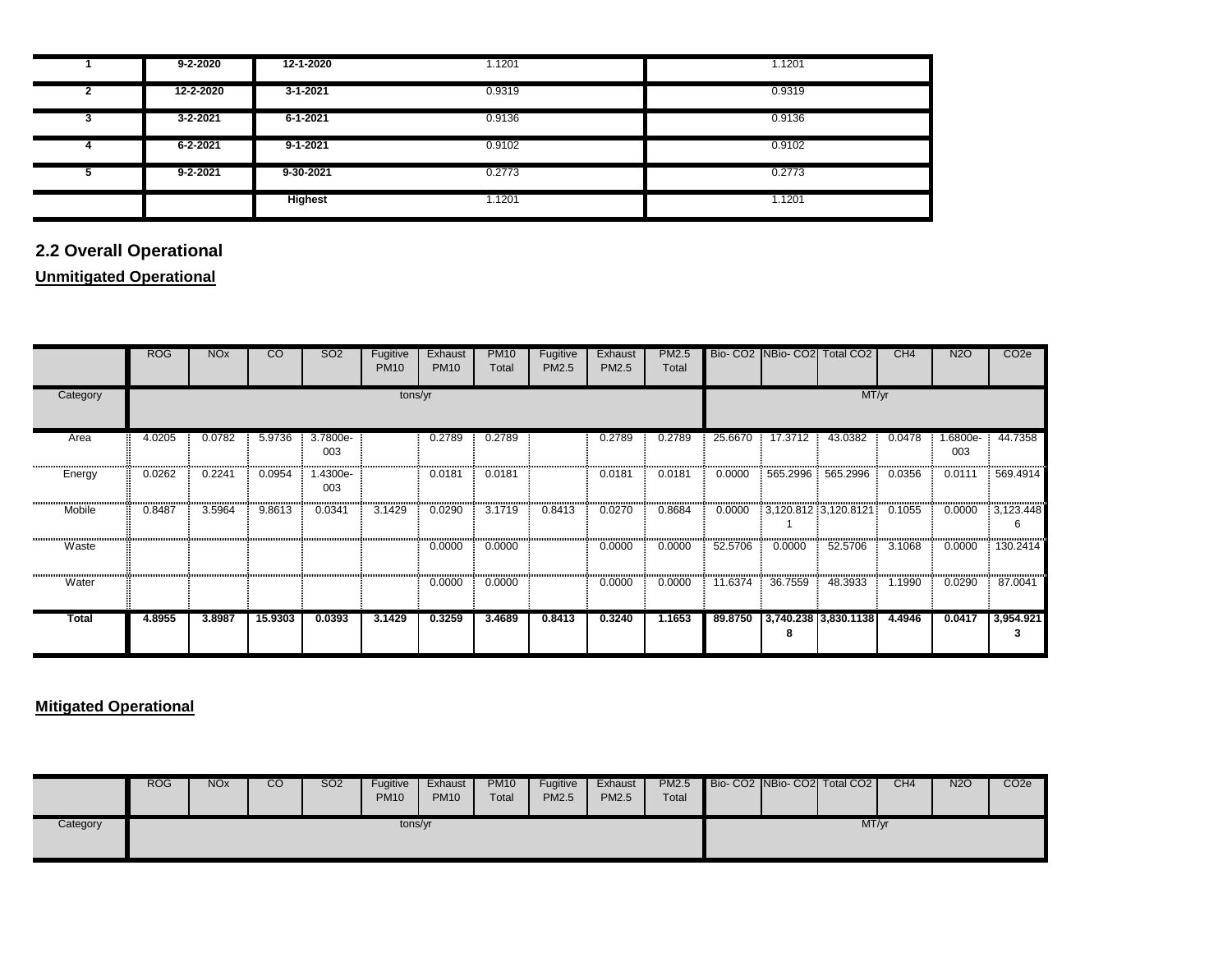| 1 | 9-2-2020 | 12-1-2020 | 1.1201 | 1.1201 |
|---|---|---|---|---|
| 2 | 12-2-2020 | 3-1-2021 | 0.9319 | 0.9319 |
| 3 | 3-2-2021 | 6-1-2021 | 0.9136 | 0.9136 |
| 4 | 6-2-2021 | 9-1-2021 | 0.9102 | 0.9102 |
| 5 | 9-2-2021 | 9-30-2021 | 0.2773 | 0.2773 |
| | | Highest | 1.1201 | 1.1201 |

## 2.2 Overall Operational

**Unmitigated Operational**

| | ROG | NOx | CO | SO2 | Fugitive PM10 | Exhaust PM10 | PM10 Total | Fugitive PM2.5 | Exhaust PM2.5 | PM2.5 Total | Bio- CO2 | NBio- CO2 | Total CO2 | CH4 | N2O | CO2e |
|---|---|---|---|---|---|---|---|---|---|---|---|---|---|---|---|---|
| Category | tons/yr | | | | | | | | | | MT/yr | | | | | |
| Area | 4.0205 | 0.0782 | 5.9736 | 3.7800e-003 | | 0.2789 | 0.2789 | | 0.2789 | 0.2789 | 25.6670 | 17.3712 | 43.0382 | 0.0478 | 1.6800e-003 | 44.7358 |
| Energy | 0.0262 | 0.2241 | 0.0954 | 1.4300e-003 | | 0.0181 | 0.0181 | | 0.0181 | 0.0181 | 0.0000 | 565.2996 | 565.2996 | 0.0356 | 0.0111 | 569.4914 |
| Mobile | 0.8487 | 3.5964 | 9.8613 | 0.0341 | 3.1429 | 0.0290 | 3.1719 | 0.8413 | 0.0270 | 0.8684 | 0.0000 | 3,120.8121 | 3,120.8121 | 0.1055 | 0.0000 | 3,123.4486 |
| Waste | | | | | | 0.0000 | 0.0000 | | 0.0000 | 0.0000 | 52.5706 | 0.0000 | 52.5706 | 3.1068 | 0.0000 | 130.2414 |
| Water | | | | | | 0.0000 | 0.0000 | | 0.0000 | 0.0000 | 11.6374 | 36.7559 | 48.3933 | 1.1990 | 0.0290 | 87.0041 |
| **Total** | **4.8955** | **3.8987** | **15.9303** | **0.0393** | **3.1429** | **0.3259** | **3.4689** | **0.8413** | **0.3240** | **1.1653** | **89.8750** | **3,740.2388** | **3,830.1138** | **4.4946** | **0.0417** | **3,954.9213** |

**Mitigated Operational**

| | ROG | NOx | CO | SO2 | Fugitive PM10 | Exhaust PM10 | PM10 Total | Fugitive PM2.5 | Exhaust PM2.5 | PM2.5 Total | Bio- CO2 | NBio- CO2 | Total CO2 | CH4 | N2O | CO2e |
|---|---|---|---|---|---|---|---|---|---|---|---|---|---|---|---|---|
| Category | tons/yr | | | | | | | | | | MT/yr | | | | | |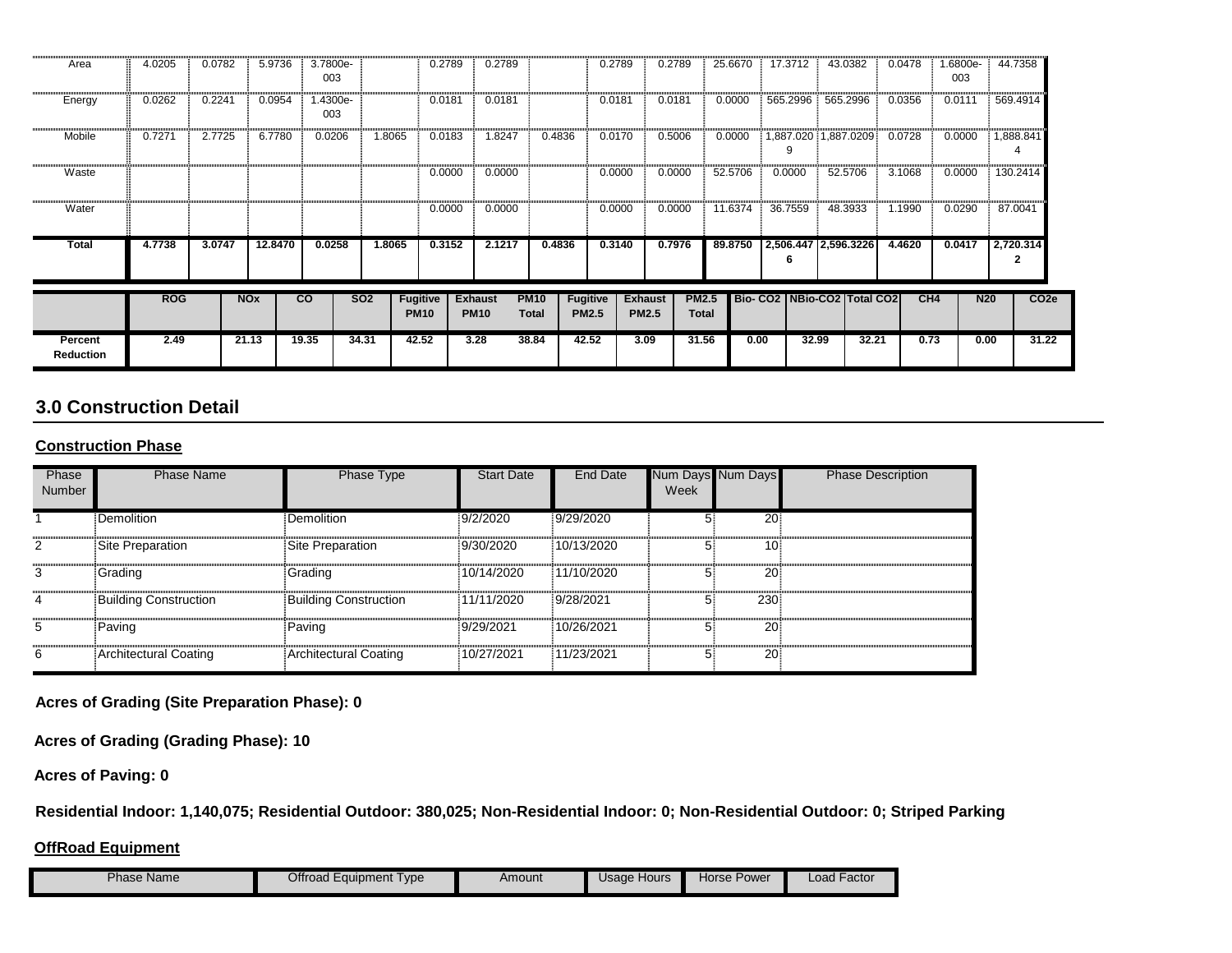| | | | | | | | | | | | | | | | | |
|---|---|---|---|---|---|---|---|---|---|---|---|---|---|---|---|---|
| Area | 4.0205 | 0.0782 | 5.9736 | 3.7800e-003 | | 0.2789 | 0.2789 | | 0.2789 | 0.2789 | 25.6670 | 17.3712 | 43.0382 | 0.0478 | 1.6800e-003 | 44.7358 |
| Energy | 0.0262 | 0.2241 | 0.0954 | 1.4300e-003 | | 0.0181 | 0.0181 | | 0.0181 | 0.0181 | 0.0000 | 565.2996 | 565.2996 | 0.0356 | 0.0111 | 569.4914 |
| Mobile | 0.7271 | 2.7725 | 6.7780 | 0.0206 | 1.8065 | 0.0183 | 1.8247 | 0.4836 | 0.0170 | 0.5006 | 0.0000 | 1,887.0209 | 1,887.0209 | 0.0728 | 0.0000 | 1,888.8414 |
| Waste | | | | | | 0.0000 | 0.0000 | | 0.0000 | 0.0000 | 52.5706 | 0.0000 | 52.5706 | 3.1068 | 0.0000 | 130.2414 |
| Water | | | | | | 0.0000 | 0.0000 | | 0.0000 | 0.0000 | 11.6374 | 36.7559 | 48.3933 | 1.1990 | 0.0290 | 87.0041 |
| **Total** | **4.7738** | **3.0747** | **12.8470** | **0.0258** | **1.8065** | **0.3152** | **2.1217** | **0.4836** | **0.3140** | **0.7976** | **89.8750** | **2,506.4476** | **2,596.3226** | **4.4620** | **0.0417** | **2,720.3142** |

| | ROG | NOx | CO | SO2 | Fugitive PM10 | Exhaust PM10 | PM10 Total | Fugitive PM2.5 | Exhaust PM2.5 | PM2.5 Total | Bio- CO2 | NBio-CO2 | Total CO2 | CH4 | N20 | CO2e |
|---|---|---|---|---|---|---|---|---|---|---|---|---|---|---|---|---|
| **Percent Reduction** | **2.49** | **21.13** | **19.35** | **34.31** | **42.52** | **3.28** | **38.84** | **42.52** | **3.09** | **31.56** | **0.00** | **32.99** | **32.21** | **0.73** | **0.00** | **31.22** |

## 3.0 Construction Detail

### Construction Phase

| Phase Number | Phase Name | Phase Type | Start Date | End Date | Num Days Week | Num Days | Phase Description |
|---|---|---|---|---|---|---|---|
| 1 | Demolition | Demolition | 9/2/2020 | 9/29/2020 | 5 | 20 | |
| 2 | Site Preparation | Site Preparation | 9/30/2020 | 10/13/2020 | 5 | 10 | |
| 3 | Grading | Grading | 10/14/2020 | 11/10/2020 | 5 | 20 | |
| 4 | Building Construction | Building Construction | 11/11/2020 | 9/28/2021 | 5 | 230 | |
| 5 | Paving | Paving | 9/29/2021 | 10/26/2021 | 5 | 20 | |
| 6 | Architectural Coating | Architectural Coating | 10/27/2021 | 11/23/2021 | 5 | 20 | |

**Acres of Grading (Site Preparation Phase): 0**

**Acres of Grading (Grading Phase): 10**

**Acres of Paving: 0**

**Residential Indoor: 1,140,075; Residential Outdoor: 380,025; Non-Residential Indoor: 0; Non-Residential Outdoor: 0; Striped Parking**

### OffRoad Equipment

| Phase Name | Offroad Equipment Type | Amount | Usage Hours | Horse Power | Load Factor |
|---|---|---|---|---|---|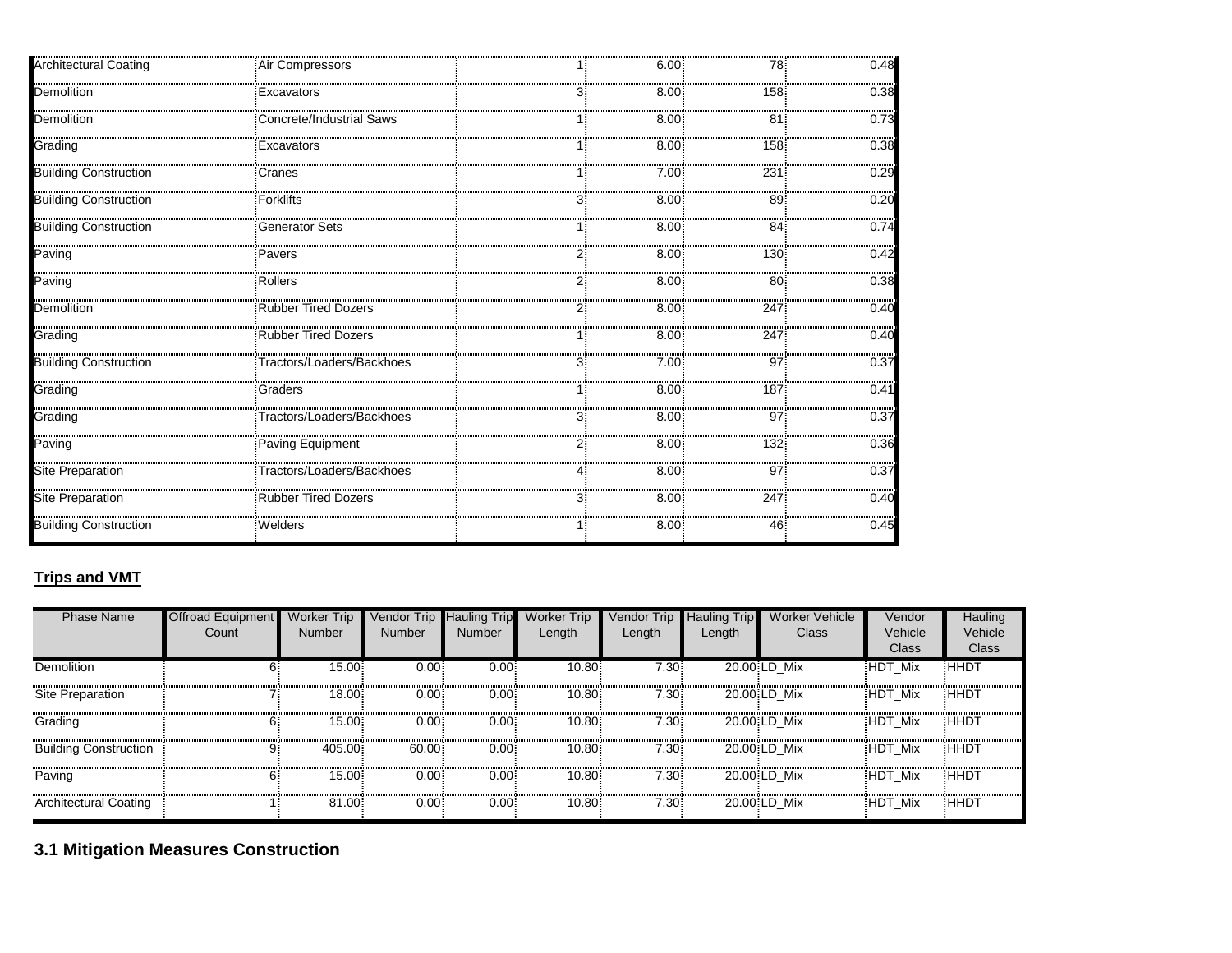| Architectural Coating | Air Compressors | 1 | 6.00 | 78 | 0.48 |
|---|---|---|---|---|---|
| Demolition | Excavators | 3 | 8.00 | 158 | 0.38 |
| Demolition | Concrete/Industrial Saws | 1 | 8.00 | 81 | 0.73 |
| Grading | Excavators | 1 | 8.00 | 158 | 0.38 |
| Building Construction | Cranes | 1 | 7.00 | 231 | 0.29 |
| Building Construction | Forklifts | 3 | 8.00 | 89 | 0.20 |
| Building Construction | Generator Sets | 1 | 8.00 | 84 | 0.74 |
| Paving | Pavers | 2 | 8.00 | 130 | 0.42 |
| Paving | Rollers | 2 | 8.00 | 80 | 0.38 |
| Demolition | Rubber Tired Dozers | 2 | 8.00 | 247 | 0.40 |
| Grading | Rubber Tired Dozers | 1 | 8.00 | 247 | 0.40 |
| Building Construction | Tractors/Loaders/Backhoes | 3 | 7.00 | 97 | 0.37 |
| Grading | Graders | 1 | 8.00 | 187 | 0.41 |
| Grading | Tractors/Loaders/Backhoes | 3 | 8.00 | 97 | 0.37 |
| Paving | Paving Equipment | 2 | 8.00 | 132 | 0.36 |
| Site Preparation | Tractors/Loaders/Backhoes | 4 | 8.00 | 97 | 0.37 |
| Site Preparation | Rubber Tired Dozers | 3 | 8.00 | 247 | 0.40 |
| Building Construction | Welders | 1 | 8.00 | 46 | 0.45 |

**Trips and VMT**

| Phase Name | Offroad Equipment Count | Worker Trip Number | Vendor Trip Number | Hauling Trip Number | Worker Trip Length | Vendor Trip Length | Hauling Trip Length | Worker Vehicle Class | Vendor Vehicle Class | Hauling Vehicle Class |
|---|---|---|---|---|---|---|---|---|---|---|
| Demolition | 6 | 15.00 | 0.00 | 0.00 | 10.80 | 7.30 | 20.00 | LD_Mix | HDT_Mix | HHDT |
| Site Preparation | 7 | 18.00 | 0.00 | 0.00 | 10.80 | 7.30 | 20.00 | LD_Mix | HDT_Mix | HHDT |
| Grading | 6 | 15.00 | 0.00 | 0.00 | 10.80 | 7.30 | 20.00 | LD_Mix | HDT_Mix | HHDT |
| Building Construction | 9 | 405.00 | 60.00 | 0.00 | 10.80 | 7.30 | 20.00 | LD_Mix | HDT_Mix | HHDT |
| Paving | 6 | 15.00 | 0.00 | 0.00 | 10.80 | 7.30 | 20.00 | LD_Mix | HDT_Mix | HHDT |
| Architectural Coating | 1 | 81.00 | 0.00 | 0.00 | 10.80 | 7.30 | 20.00 | LD_Mix | HDT_Mix | HHDT |

## 3.1 Mitigation Measures Construction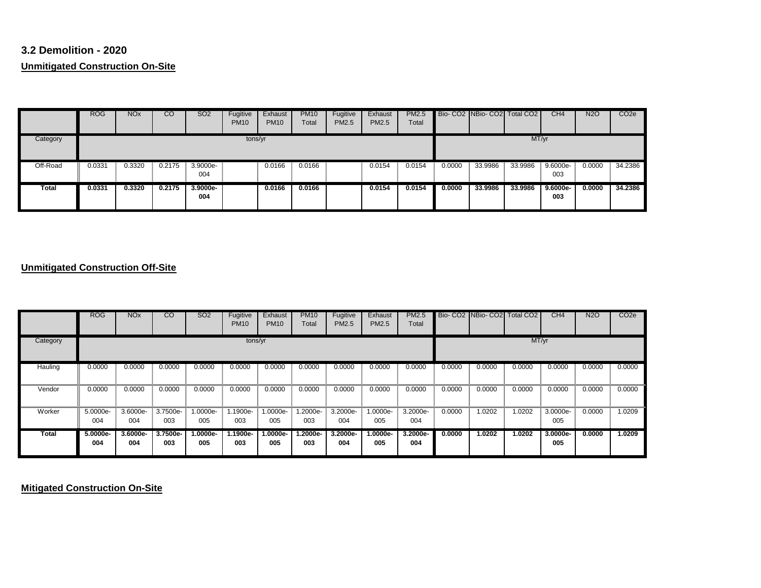### 3.2 Demolition - 2020

**Unmitigated Construction On-Site**

| | ROG | NOx | CO | SO2 | Fugitive PM10 | Exhaust PM10 | PM10 Total | Fugitive PM2.5 | Exhaust PM2.5 | PM2.5 Total | Bio- CO2 | NBio- CO2 | Total CO2 | CH4 | N2O | CO2e |
|---|---|---|---|---|---|---|---|---|---|---|---|---|---|---|---|---|
| Category | tons/yr | | | | | | | | | | MT/yr | | | | | |
| Off-Road | 0.0331 | 0.3320 | 0.2175 | 3.9000e-004 | | 0.0166 | 0.0166 | | 0.0154 | 0.0154 | 0.0000 | 33.9986 | 33.9986 | 9.6000e-003 | 0.0000 | 34.2386 |
| **Total** | **0.0331** | **0.3320** | **0.2175** | **3.9000e-004** | | **0.0166** | **0.0166** | | **0.0154** | **0.0154** | **0.0000** | **33.9986** | **33.9986** | **9.6000e-003** | **0.0000** | **34.2386** |

**Unmitigated Construction Off-Site**

| | ROG | NOx | CO | SO2 | Fugitive PM10 | Exhaust PM10 | PM10 Total | Fugitive PM2.5 | Exhaust PM2.5 | PM2.5 Total | Bio- CO2 | NBio- CO2 | Total CO2 | CH4 | N2O | CO2e |
|---|---|---|---|---|---|---|---|---|---|---|---|---|---|---|---|---|
| Category | tons/yr | | | | | | | | | | MT/yr | | | | | |
| Hauling | 0.0000 | 0.0000 | 0.0000 | 0.0000 | 0.0000 | 0.0000 | 0.0000 | 0.0000 | 0.0000 | 0.0000 | 0.0000 | 0.0000 | 0.0000 | 0.0000 | 0.0000 | 0.0000 |
| Vendor | 0.0000 | 0.0000 | 0.0000 | 0.0000 | 0.0000 | 0.0000 | 0.0000 | 0.0000 | 0.0000 | 0.0000 | 0.0000 | 0.0000 | 0.0000 | 0.0000 | 0.0000 | 0.0000 |
| Worker | 5.0000e-004 | 3.6000e-004 | 3.7500e-003 | 1.0000e-005 | 1.1900e-003 | 1.0000e-005 | 1.2000e-003 | 3.2000e-004 | 1.0000e-005 | 3.2000e-004 | 0.0000 | 1.0202 | 1.0202 | 3.0000e-005 | 0.0000 | 1.0209 |
| **Total** | **5.0000e-004** | **3.6000e-004** | **3.7500e-003** | **1.0000e-005** | **1.1900e-003** | **1.0000e-005** | **1.2000e-003** | **3.2000e-004** | **1.0000e-005** | **3.2000e-004** | **0.0000** | **1.0202** | **1.0202** | **3.0000e-005** | **0.0000** | **1.0209** |

**Mitigated Construction On-Site**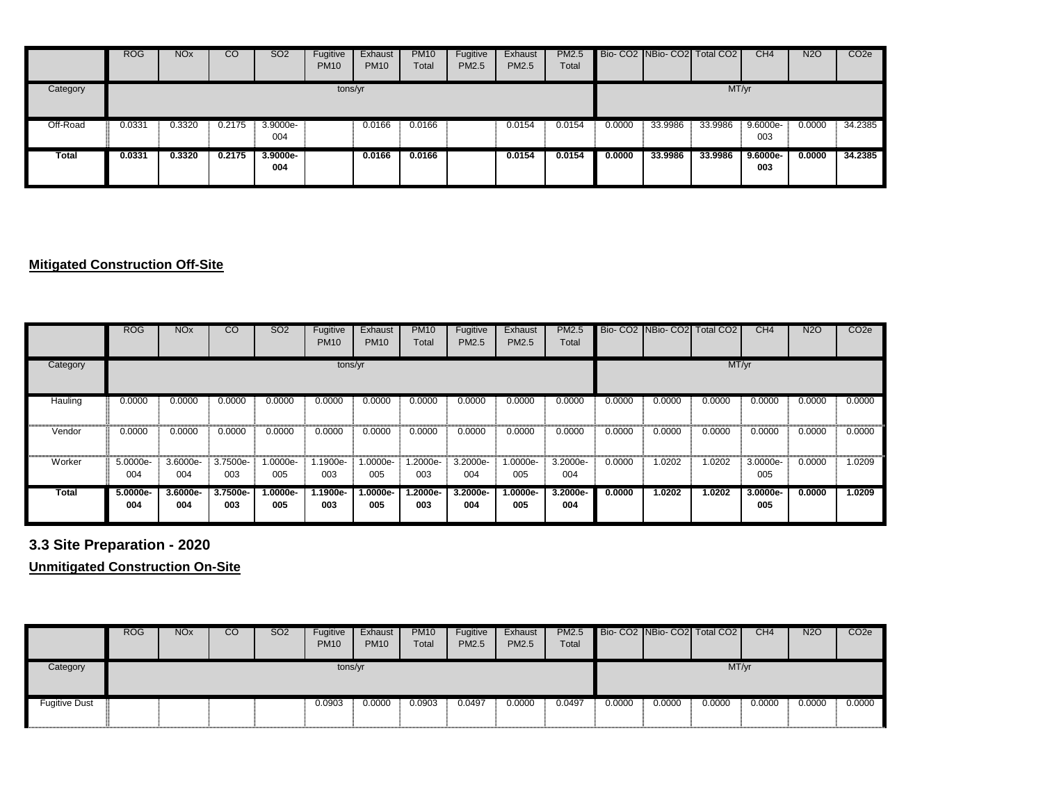| | ROG | NOx | CO | SO2 | Fugitive PM10 | Exhaust PM10 | PM10 Total | Fugitive PM2.5 | Exhaust PM2.5 | PM2.5 Total | Bio- CO2 | NBio- CO2 | Total CO2 | CH4 | N2O | CO2e |
|---|---|---|---|---|---|---|---|---|---|---|---|---|---|---|---|---|
| Category | tons/yr | | | | | | | | | | MT/yr | | | | | |
| Off-Road | 0.0331 | 0.3320 | 0.2175 | 3.9000e-004 | | 0.0166 | 0.0166 | | 0.0154 | 0.0154 | 0.0000 | 33.9986 | 33.9986 | 9.6000e-003 | 0.0000 | 34.2385 |
| **Total** | **0.0331** | **0.3320** | **0.2175** | **3.9000e-004** | | **0.0166** | **0.0166** | | **0.0154** | **0.0154** | **0.0000** | **33.9986** | **33.9986** | **9.6000e-003** | **0.0000** | **34.2385** |

**Mitigated Construction Off-Site**

| | ROG | NOx | CO | SO2 | Fugitive PM10 | Exhaust PM10 | PM10 Total | Fugitive PM2.5 | Exhaust PM2.5 | PM2.5 Total | Bio- CO2 | NBio- CO2 | Total CO2 | CH4 | N2O | CO2e |
|---|---|---|---|---|---|---|---|---|---|---|---|---|---|---|---|---|
| Category | tons/yr | | | | | | | | | | MT/yr | | | | | |
| Hauling | 0.0000 | 0.0000 | 0.0000 | 0.0000 | 0.0000 | 0.0000 | 0.0000 | 0.0000 | 0.0000 | 0.0000 | 0.0000 | 0.0000 | 0.0000 | 0.0000 | 0.0000 | 0.0000 |
| Vendor | 0.0000 | 0.0000 | 0.0000 | 0.0000 | 0.0000 | 0.0000 | 0.0000 | 0.0000 | 0.0000 | 0.0000 | 0.0000 | 0.0000 | 0.0000 | 0.0000 | 0.0000 | 0.0000 |
| Worker | 5.0000e-004 | 3.6000e-004 | 3.7500e-003 | 1.0000e-005 | 1.1900e-003 | 1.0000e-005 | 1.2000e-003 | 3.2000e-004 | 1.0000e-005 | 3.2000e-004 | 0.0000 | 1.0202 | 1.0202 | 3.0000e-005 | 0.0000 | 1.0209 |
| **Total** | **5.0000e-004** | **3.6000e-004** | **3.7500e-003** | **1.0000e-005** | **1.1900e-003** | **1.0000e-005** | **1.2000e-003** | **3.2000e-004** | **1.0000e-005** | **3.2000e-004** | **0.0000** | **1.0202** | **1.0202** | **3.0000e-005** | **0.0000** | **1.0209** |

## 3.3 Site Preparation - 2020

**Unmitigated Construction On-Site**

| | ROG | NOx | CO | SO2 | Fugitive PM10 | Exhaust PM10 | PM10 Total | Fugitive PM2.5 | Exhaust PM2.5 | PM2.5 Total | Bio- CO2 | NBio- CO2 | Total CO2 | CH4 | N2O | CO2e |
|---|---|---|---|---|---|---|---|---|---|---|---|---|---|---|---|---|
| Category | tons/yr | | | | | | | | | | MT/yr | | | | | |
| Fugitive Dust | | | | | 0.0903 | 0.0000 | 0.0903 | 0.0497 | 0.0000 | 0.0497 | 0.0000 | 0.0000 | 0.0000 | 0.0000 | 0.0000 | 0.0000 |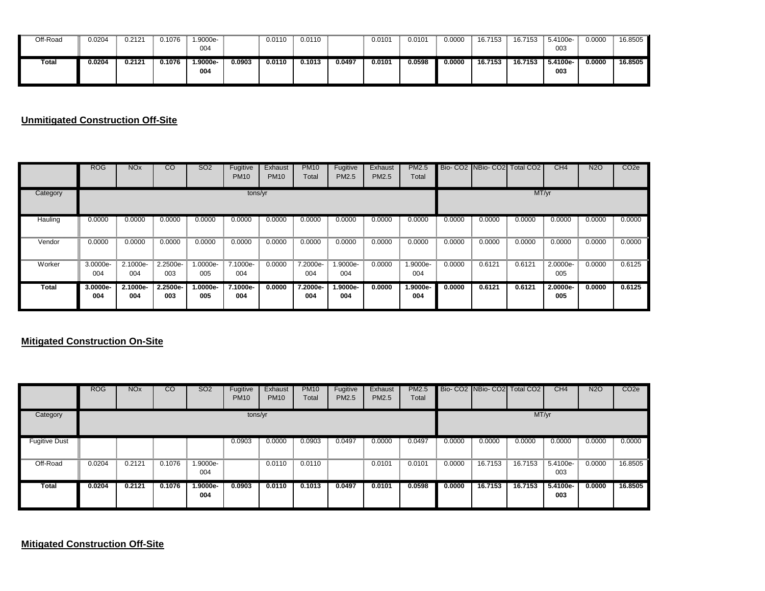| | ROG | NOx | CO | SO2 | Fugitive PM10 | Exhaust PM10 | PM10 Total | Fugitive PM2.5 | Exhaust PM2.5 | PM2.5 Total | Bio- CO2 | NBio- CO2 | Total CO2 | CH4 | N2O | CO2e |
|---|---|---|---|---|---|---|---|---|---|---|---|---|---|---|---|---|
| Off-Road | 0.0204 | 0.2121 | 0.1076 | 1.9000e-004 | | 0.0110 | 0.0110 | | 0.0101 | 0.0101 | 0.0000 | 16.7153 | 16.7153 | 5.4100e-003 | 0.0000 | 16.8505 |
| **Total** | **0.0204** | **0.2121** | **0.1076** | **1.9000e-004** | **0.0903** | **0.0110** | **0.1013** | **0.0497** | **0.0101** | **0.0598** | **0.0000** | **16.7153** | **16.7153** | **5.4100e-003** | **0.0000** | **16.8505** |

**Unmitigated Construction Off-Site**

| | ROG | NOx | CO | SO2 | Fugitive PM10 | Exhaust PM10 | PM10 Total | Fugitive PM2.5 | Exhaust PM2.5 | PM2.5 Total | Bio- CO2 | NBio- CO2 | Total CO2 | CH4 | N2O | CO2e |
|---|---|---|---|---|---|---|---|---|---|---|---|---|---|---|---|---|
| Category | tons/yr | | | | | | | | | | MT/yr | | | | | |
| Hauling | 0.0000 | 0.0000 | 0.0000 | 0.0000 | 0.0000 | 0.0000 | 0.0000 | 0.0000 | 0.0000 | 0.0000 | 0.0000 | 0.0000 | 0.0000 | 0.0000 | 0.0000 | 0.0000 |
| Vendor | 0.0000 | 0.0000 | 0.0000 | 0.0000 | 0.0000 | 0.0000 | 0.0000 | 0.0000 | 0.0000 | 0.0000 | 0.0000 | 0.0000 | 0.0000 | 0.0000 | 0.0000 | 0.0000 |
| Worker | 3.0000e-004 | 2.1000e-004 | 2.2500e-003 | 1.0000e-005 | 7.1000e-004 | 0.0000 | 7.2000e-004 | 1.9000e-004 | 0.0000 | 1.9000e-004 | 0.0000 | 0.6121 | 0.6121 | 2.0000e-005 | 0.0000 | 0.6125 |
| **Total** | **3.0000e-004** | **2.1000e-004** | **2.2500e-003** | **1.0000e-005** | **7.1000e-004** | **0.0000** | **7.2000e-004** | **1.9000e-004** | **0.0000** | **1.9000e-004** | **0.0000** | **0.6121** | **0.6121** | **2.0000e-005** | **0.0000** | **0.6125** |

**Mitigated Construction On-Site**

| | ROG | NOx | CO | SO2 | Fugitive PM10 | Exhaust PM10 | PM10 Total | Fugitive PM2.5 | Exhaust PM2.5 | PM2.5 Total | Bio- CO2 | NBio- CO2 | Total CO2 | CH4 | N2O | CO2e |
|---|---|---|---|---|---|---|---|---|---|---|---|---|---|---|---|---|
| Category | tons/yr | | | | | | | | | | MT/yr | | | | | |
| Fugitive Dust | | | | | 0.0903 | 0.0000 | 0.0903 | 0.0497 | 0.0000 | 0.0497 | 0.0000 | 0.0000 | 0.0000 | 0.0000 | 0.0000 | 0.0000 |
| Off-Road | 0.0204 | 0.2121 | 0.1076 | 1.9000e-004 | | 0.0110 | 0.0110 | | 0.0101 | 0.0101 | 0.0000 | 16.7153 | 16.7153 | 5.4100e-003 | 0.0000 | 16.8505 |
| **Total** | **0.0204** | **0.2121** | **0.1076** | **1.9000e-004** | **0.0903** | **0.0110** | **0.1013** | **0.0497** | **0.0101** | **0.0598** | **0.0000** | **16.7153** | **16.7153** | **5.4100e-003** | **0.0000** | **16.8505** |

**Mitigated Construction Off-Site**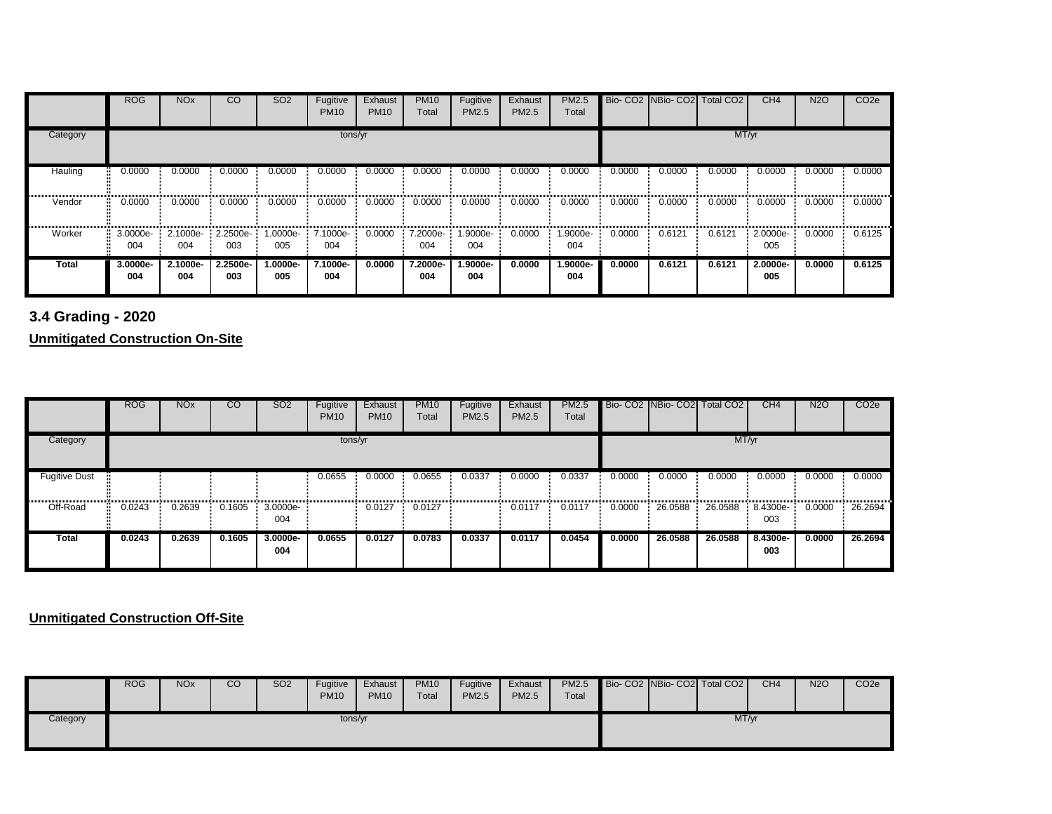| | ROG | NOx | CO | SO2 | Fugitive PM10 | Exhaust PM10 | PM10 Total | Fugitive PM2.5 | Exhaust PM2.5 | PM2.5 Total | Bio- CO2 | NBio- CO2 | Total CO2 | CH4 | N2O | CO2e |
|---|---|---|---|---|---|---|---|---|---|---|---|---|---|---|---|---|
| Category | tons/yr | | | | | | | | | | MT/yr | | | | | |
| Hauling | 0.0000 | 0.0000 | 0.0000 | 0.0000 | 0.0000 | 0.0000 | 0.0000 | 0.0000 | 0.0000 | 0.0000 | 0.0000 | 0.0000 | 0.0000 | 0.0000 | 0.0000 | 0.0000 |
| Vendor | 0.0000 | 0.0000 | 0.0000 | 0.0000 | 0.0000 | 0.0000 | 0.0000 | 0.0000 | 0.0000 | 0.0000 | 0.0000 | 0.0000 | 0.0000 | 0.0000 | 0.0000 | 0.0000 |
| Worker | 3.0000e-004 | 2.1000e-004 | 2.2500e-003 | 1.0000e-005 | 7.1000e-004 | 0.0000 | 7.2000e-004 | 1.9000e-004 | 0.0000 | 1.9000e-004 | 0.0000 | 0.6121 | 0.6121 | 2.0000e-005 | 0.0000 | 0.6125 |
| **Total** | **3.0000e-004** | **2.1000e-004** | **2.2500e-003** | **1.0000e-005** | **7.1000e-004** | **0.0000** | **7.2000e-004** | **1.9000e-004** | **0.0000** | **1.9000e-004** | **0.0000** | **0.6121** | **0.6121** | **2.0000e-005** | **0.0000** | **0.6125** |

### 3.4 Grading - 2020

**Unmitigated Construction On-Site**

| | ROG | NOx | CO | SO2 | Fugitive PM10 | Exhaust PM10 | PM10 Total | Fugitive PM2.5 | Exhaust PM2.5 | PM2.5 Total | Bio- CO2 | NBio- CO2 | Total CO2 | CH4 | N2O | CO2e |
|---|---|---|---|---|---|---|---|---|---|---|---|---|---|---|---|---|
| Category | tons/yr | | | | | | | | | | MT/yr | | | | | |
| Fugitive Dust | | | | | 0.0655 | 0.0000 | 0.0655 | 0.0337 | 0.0000 | 0.0337 | 0.0000 | 0.0000 | 0.0000 | 0.0000 | 0.0000 | 0.0000 |
| Off-Road | 0.0243 | 0.2639 | 0.1605 | 3.0000e-004 | | 0.0127 | 0.0127 | | 0.0117 | 0.0117 | 0.0000 | 26.0588 | 26.0588 | 8.4300e-003 | 0.0000 | 26.2694 |
| **Total** | **0.0243** | **0.2639** | **0.1605** | **3.0000e-004** | **0.0655** | **0.0127** | **0.0783** | **0.0337** | **0.0117** | **0.0454** | **0.0000** | **26.0588** | **26.0588** | **8.4300e-003** | **0.0000** | **26.2694** |

**Unmitigated Construction Off-Site**

| | ROG | NOx | CO | SO2 | Fugitive PM10 | Exhaust PM10 | PM10 Total | Fugitive PM2.5 | Exhaust PM2.5 | PM2.5 Total | Bio- CO2 | NBio- CO2 | Total CO2 | CH4 | N2O | CO2e |
|---|---|---|---|---|---|---|---|---|---|---|---|---|---|---|---|---|
| Category | tons/yr | | | | | | | | | | MT/yr | | | | | |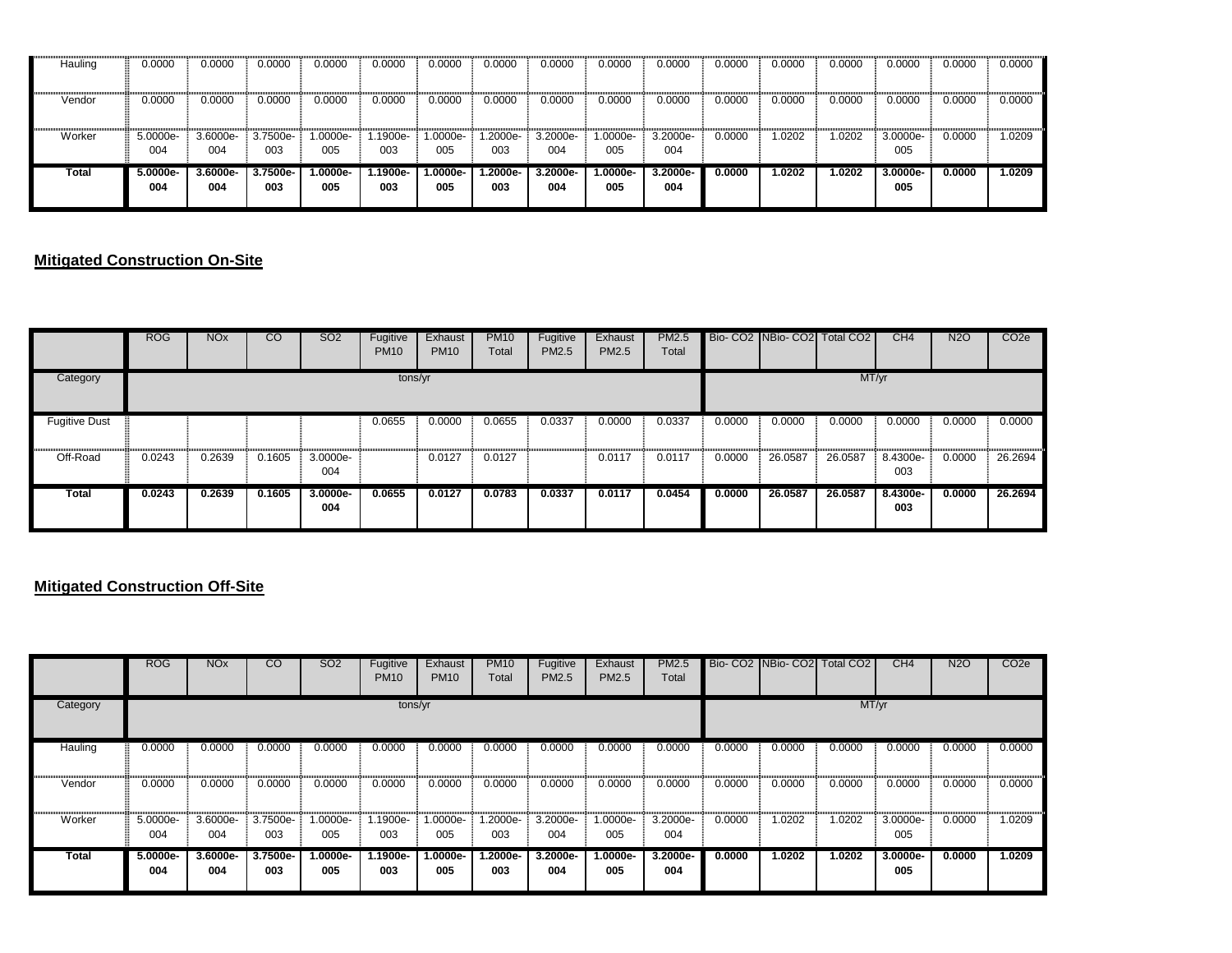| | | | | | | | | | | | | | | | | |
|---|---|---|---|---|---|---|---|---|---|---|---|---|---|---|---|---|
| Hauling | 0.0000 | 0.0000 | 0.0000 | 0.0000 | 0.0000 | 0.0000 | 0.0000 | 0.0000 | 0.0000 | 0.0000 | 0.0000 | 0.0000 | 0.0000 | 0.0000 | 0.0000 | 0.0000 |
| Vendor | 0.0000 | 0.0000 | 0.0000 | 0.0000 | 0.0000 | 0.0000 | 0.0000 | 0.0000 | 0.0000 | 0.0000 | 0.0000 | 0.0000 | 0.0000 | 0.0000 | 0.0000 | 0.0000 |
| Worker | 5.0000e-004 | 3.6000e-004 | 3.7500e-003 | 1.0000e-005 | 1.1900e-003 | 1.0000e-005 | 1.2000e-003 | 3.2000e-004 | 1.0000e-005 | 3.2000e-004 | 0.0000 | 1.0202 | 1.0202 | 3.0000e-005 | 0.0000 | 1.0209 |
| **Total** | **5.0000e-004** | **3.6000e-004** | **3.7500e-003** | **1.0000e-005** | **1.1900e-003** | **1.0000e-005** | **1.2000e-003** | **3.2000e-004** | **1.0000e-005** | **3.2000e-004** | **0.0000** | **1.0202** | **1.0202** | **3.0000e-005** | **0.0000** | **1.0209** |

## Mitigated Construction On-Site

| | ROG | NOx | CO | SO2 | Fugitive PM10 | Exhaust PM10 | PM10 Total | Fugitive PM2.5 | Exhaust PM2.5 | PM2.5 Total | Bio- CO2 | NBio- CO2 | Total CO2 | CH4 | N2O | CO2e |
|---|---|---|---|---|---|---|---|---|---|---|---|---|---|---|---|---|
| Category | tons/yr | | | | | | | | | | MT/yr | | | | | |
| Fugitive Dust | | | | | 0.0655 | 0.0000 | 0.0655 | 0.0337 | 0.0000 | 0.0337 | 0.0000 | 0.0000 | 0.0000 | 0.0000 | 0.0000 | 0.0000 |
| Off-Road | 0.0243 | 0.2639 | 0.1605 | 3.0000e-004 | | 0.0127 | 0.0127 | | 0.0117 | 0.0117 | 0.0000 | 26.0587 | 26.0587 | 8.4300e-003 | 0.0000 | 26.2694 |
| **Total** | **0.0243** | **0.2639** | **0.1605** | **3.0000e-004** | **0.0655** | **0.0127** | **0.0783** | **0.0337** | **0.0117** | **0.0454** | **0.0000** | **26.0587** | **26.0587** | **8.4300e-003** | **0.0000** | **26.2694** |

## Mitigated Construction Off-Site

| | ROG | NOx | CO | SO2 | Fugitive PM10 | Exhaust PM10 | PM10 Total | Fugitive PM2.5 | Exhaust PM2.5 | PM2.5 Total | Bio- CO2 | NBio- CO2 | Total CO2 | CH4 | N2O | CO2e |
|---|---|---|---|---|---|---|---|---|---|---|---|---|---|---|---|---|
| Category | tons/yr | | | | | | | | | | MT/yr | | | | | |
| Hauling | 0.0000 | 0.0000 | 0.0000 | 0.0000 | 0.0000 | 0.0000 | 0.0000 | 0.0000 | 0.0000 | 0.0000 | 0.0000 | 0.0000 | 0.0000 | 0.0000 | 0.0000 | 0.0000 |
| Vendor | 0.0000 | 0.0000 | 0.0000 | 0.0000 | 0.0000 | 0.0000 | 0.0000 | 0.0000 | 0.0000 | 0.0000 | 0.0000 | 0.0000 | 0.0000 | 0.0000 | 0.0000 | 0.0000 |
| Worker | 5.0000e-004 | 3.6000e-004 | 3.7500e-003 | 1.0000e-005 | 1.1900e-003 | 1.0000e-005 | 1.2000e-003 | 3.2000e-004 | 1.0000e-005 | 3.2000e-004 | 0.0000 | 1.0202 | 1.0202 | 3.0000e-005 | 0.0000 | 1.0209 |
| **Total** | **5.0000e-004** | **3.6000e-004** | **3.7500e-003** | **1.0000e-005** | **1.1900e-003** | **1.0000e-005** | **1.2000e-003** | **3.2000e-004** | **1.0000e-005** | **3.2000e-004** | **0.0000** | **1.0202** | **1.0202** | **3.0000e-005** | **0.0000** | **1.0209** |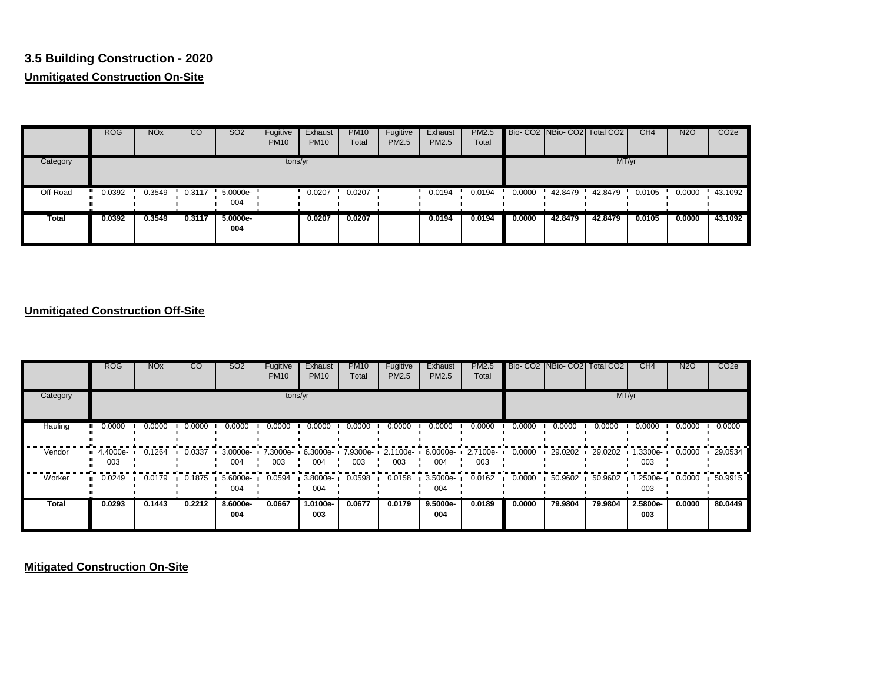### 3.5 Building Construction - 2020

**Unmitigated Construction On-Site**

| | ROG | NOx | CO | SO2 | Fugitive PM10 | Exhaust PM10 | PM10 Total | Fugitive PM2.5 | Exhaust PM2.5 | PM2.5 Total | Bio- CO2 | NBio- CO2 | Total CO2 | CH4 | N2O | CO2e |
|---|---|---|---|---|---|---|---|---|---|---|---|---|---|---|---|---|
| Category | tons/yr | | | | | | | | | | MT/yr | | | | | |
| Off-Road | 0.0392 | 0.3549 | 0.3117 | 5.0000e-004 | | 0.0207 | 0.0207 | | 0.0194 | 0.0194 | 0.0000 | 42.8479 | 42.8479 | 0.0105 | 0.0000 | 43.1092 |
| **Total** | **0.0392** | **0.3549** | **0.3117** | **5.0000e-004** | | **0.0207** | **0.0207** | | **0.0194** | **0.0194** | **0.0000** | **42.8479** | **42.8479** | **0.0105** | **0.0000** | **43.1092** |

**Unmitigated Construction Off-Site**

| | ROG | NOx | CO | SO2 | Fugitive PM10 | Exhaust PM10 | PM10 Total | Fugitive PM2.5 | Exhaust PM2.5 | PM2.5 Total | Bio- CO2 | NBio- CO2 | Total CO2 | CH4 | N2O | CO2e |
|---|---|---|---|---|---|---|---|---|---|---|---|---|---|---|---|---|
| Category | tons/yr | | | | | | | | | | MT/yr | | | | | |
| Hauling | 0.0000 | 0.0000 | 0.0000 | 0.0000 | 0.0000 | 0.0000 | 0.0000 | 0.0000 | 0.0000 | 0.0000 | 0.0000 | 0.0000 | 0.0000 | 0.0000 | 0.0000 | 0.0000 |
| Vendor | 4.4000e-003 | 0.1264 | 0.0337 | 3.0000e-004 | 7.3000e-003 | 6.3000e-004 | 7.9300e-003 | 2.1100e-003 | 6.0000e-004 | 2.7100e-003 | 0.0000 | 29.0202 | 29.0202 | 1.3300e-003 | 0.0000 | 29.0534 |
| Worker | 0.0249 | 0.0179 | 0.1875 | 5.6000e-004 | 0.0594 | 3.8000e-004 | 0.0598 | 0.0158 | 3.5000e-004 | 0.0162 | 0.0000 | 50.9602 | 50.9602 | 1.2500e-003 | 0.0000 | 50.9915 |
| **Total** | **0.0293** | **0.1443** | **0.2212** | **8.6000e-004** | **0.0667** | **1.0100e-003** | **0.0677** | **0.0179** | **9.5000e-004** | **0.0189** | **0.0000** | **79.9804** | **79.9804** | **2.5800e-003** | **0.0000** | **80.0449** |

**Mitigated Construction On-Site**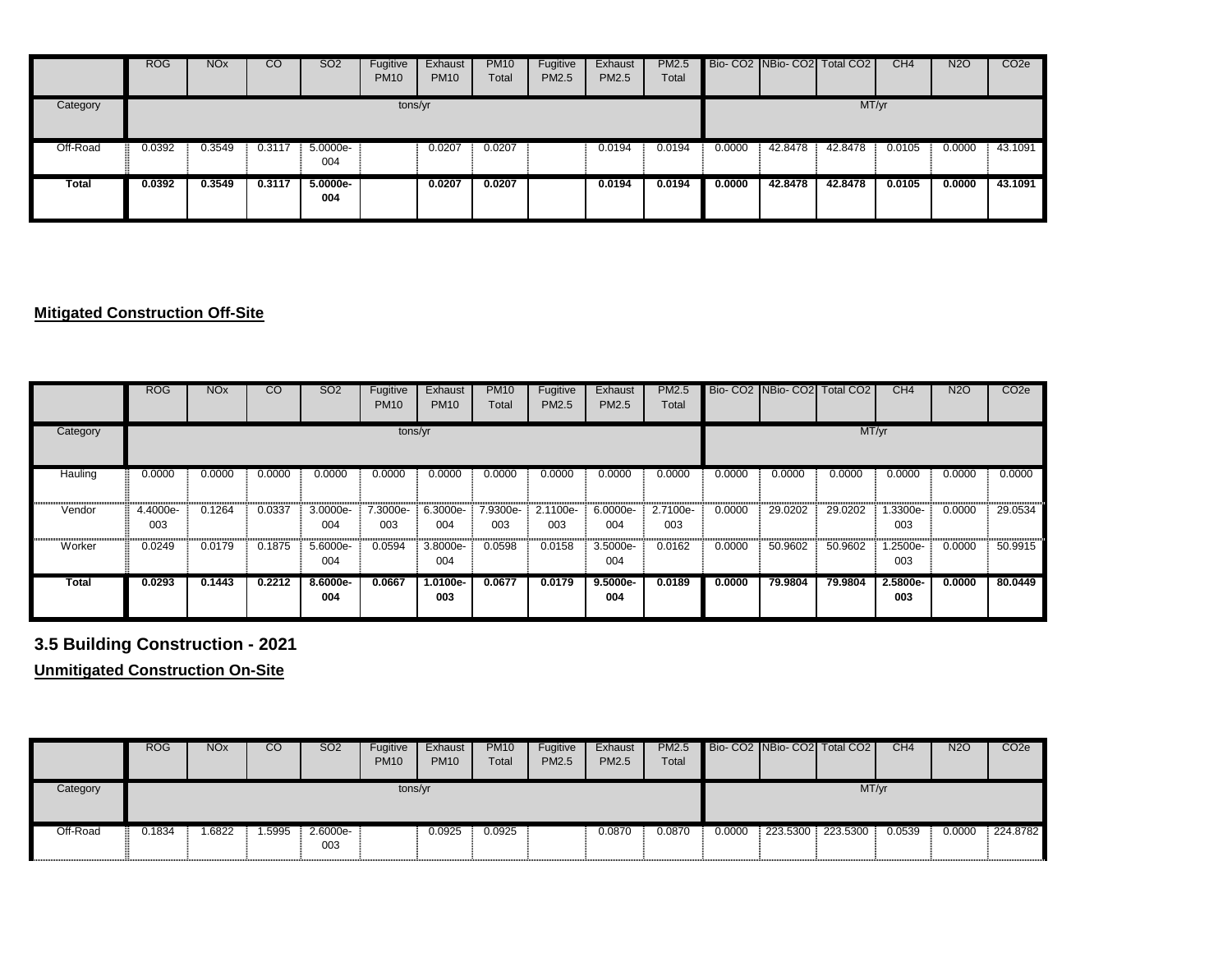| | ROG | NOx | CO | SO2 | Fugitive PM10 | Exhaust PM10 | PM10 Total | Fugitive PM2.5 | Exhaust PM2.5 | PM2.5 Total | Bio- CO2 | NBio- CO2 | Total CO2 | CH4 | N2O | CO2e |
|---|---|---|---|---|---|---|---|---|---|---|---|---|---|---|---|---|
| Category | tons/yr | | | | | | | | | | MT/yr | | | | | |
| Off-Road | 0.0392 | 0.3549 | 0.3117 | 5.0000e-004 | | 0.0207 | 0.0207 | | 0.0194 | 0.0194 | 0.0000 | 42.8478 | 42.8478 | 0.0105 | 0.0000 | 43.1091 |
| **Total** | **0.0392** | **0.3549** | **0.3117** | **5.0000e-004** | | **0.0207** | **0.0207** | | **0.0194** | **0.0194** | **0.0000** | **42.8478** | **42.8478** | **0.0105** | **0.0000** | **43.1091** |

**Mitigated Construction Off-Site**

| | ROG | NOx | CO | SO2 | Fugitive PM10 | Exhaust PM10 | PM10 Total | Fugitive PM2.5 | Exhaust PM2.5 | PM2.5 Total | Bio- CO2 | NBio- CO2 | Total CO2 | CH4 | N2O | CO2e |
|---|---|---|---|---|---|---|---|---|---|---|---|---|---|---|---|---|
| Category | tons/yr | | | | | | | | | | MT/yr | | | | | |
| Hauling | 0.0000 | 0.0000 | 0.0000 | 0.0000 | 0.0000 | 0.0000 | 0.0000 | 0.0000 | 0.0000 | 0.0000 | 0.0000 | 0.0000 | 0.0000 | 0.0000 | 0.0000 | 0.0000 |
| Vendor | 4.4000e-003 | 0.1264 | 0.0337 | 3.0000e-004 | 7.3000e-003 | 6.3000e-004 | 7.9300e-003 | 2.1100e-003 | 6.0000e-004 | 2.7100e-003 | 0.0000 | 29.0202 | 29.0202 | 1.3300e-003 | 0.0000 | 29.0534 |
| Worker | 0.0249 | 0.0179 | 0.1875 | 5.6000e-004 | 0.0594 | 3.8000e-004 | 0.0598 | 0.0158 | 3.5000e-004 | 0.0162 | 0.0000 | 50.9602 | 50.9602 | 1.2500e-003 | 0.0000 | 50.9915 |
| **Total** | **0.0293** | **0.1443** | **0.2212** | **8.6000e-004** | **0.0667** | **1.0100e-003** | **0.0677** | **0.0179** | **9.5000e-004** | **0.0189** | **0.0000** | **79.9804** | **79.9804** | **2.5800e-003** | **0.0000** | **80.0449** |

## 3.5 Building Construction - 2021

**Unmitigated Construction On-Site**

| | ROG | NOx | CO | SO2 | Fugitive PM10 | Exhaust PM10 | PM10 Total | Fugitive PM2.5 | Exhaust PM2.5 | PM2.5 Total | Bio- CO2 | NBio- CO2 | Total CO2 | CH4 | N2O | CO2e |
|---|---|---|---|---|---|---|---|---|---|---|---|---|---|---|---|---|
| Category | tons/yr | | | | | | | | | | MT/yr | | | | | |
| Off-Road | 0.1834 | 1.6822 | 1.5995 | 2.6000e-003 | | 0.0925 | 0.0925 | | 0.0870 | 0.0870 | 0.0000 | 223.5300 | 223.5300 | 0.0539 | 0.0000 | 224.8782 |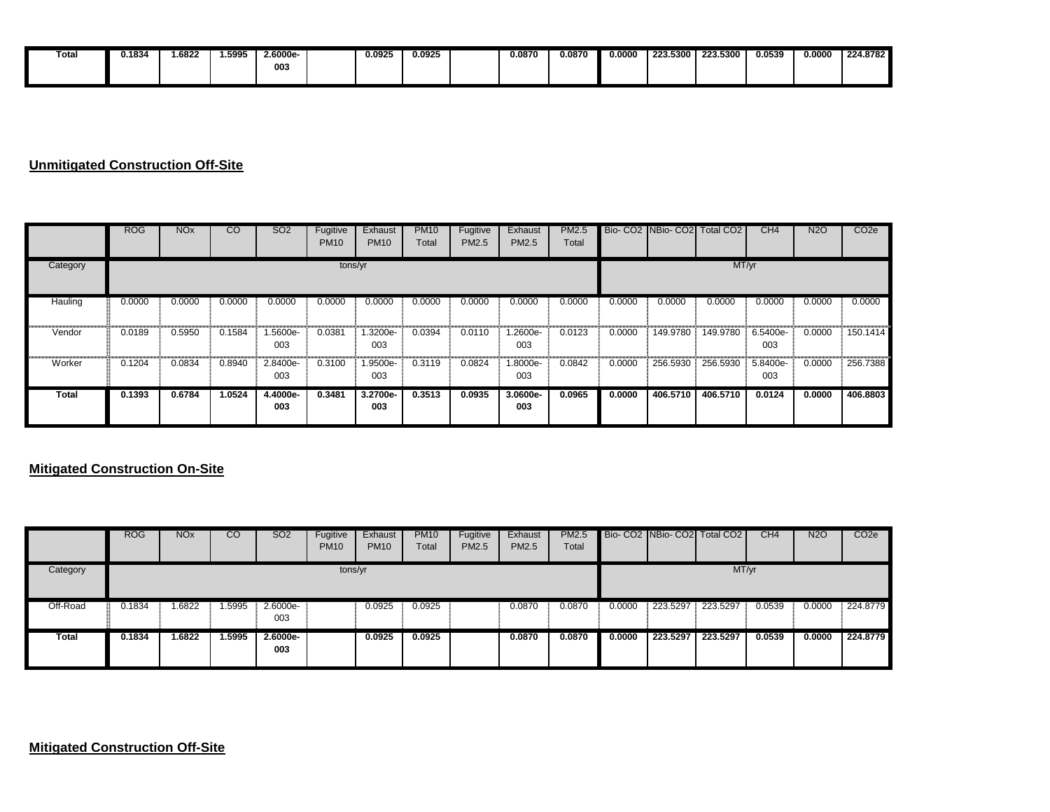|  | ROG | NOx | CO | SO2 | Fugitive PM10 | Exhaust PM10 | PM10 Total | Fugitive PM2.5 | Exhaust PM2.5 | PM2.5 Total | Bio- CO2 | NBio- CO2 | Total CO2 | CH4 | N2O | CO2e |
|---|---|---|---|---|---|---|---|---|---|---|---|---|---|---|---|---|
| **Total** | **0.1834** | **1.6822** | **1.5995** | **2.6000e-003** |  | **0.0925** | **0.0925** |  | **0.0870** | **0.0870** | **0.0000** | **223.5300** | **223.5300** | **0.0539** | **0.0000** | **224.8782** |

## Unmitigated Construction Off-Site

|  | ROG | NOx | CO | SO2 | Fugitive PM10 | Exhaust PM10 | PM10 Total | Fugitive PM2.5 | Exhaust PM2.5 | PM2.5 Total | Bio- CO2 | NBio- CO2 | Total CO2 | CH4 | N2O | CO2e |
|---|---|---|---|---|---|---|---|---|---|---|---|---|---|---|---|---|
| Category | tons/yr | | | | | | | | | | MT/yr | | | | | |
| Hauling | 0.0000 | 0.0000 | 0.0000 | 0.0000 | 0.0000 | 0.0000 | 0.0000 | 0.0000 | 0.0000 | 0.0000 | 0.0000 | 0.0000 | 0.0000 | 0.0000 | 0.0000 | 0.0000 |
| Vendor | 0.0189 | 0.5950 | 0.1584 | 1.5600e-003 | 0.0381 | 1.3200e-003 | 0.0394 | 0.0110 | 1.2600e-003 | 0.0123 | 0.0000 | 149.9780 | 149.9780 | 6.5400e-003 | 0.0000 | 150.1414 |
| Worker | 0.1204 | 0.0834 | 0.8940 | 2.8400e-003 | 0.3100 | 1.9500e-003 | 0.3119 | 0.0824 | 1.8000e-003 | 0.0842 | 0.0000 | 256.5930 | 256.5930 | 5.8400e-003 | 0.0000 | 256.7388 |
| **Total** | **0.1393** | **0.6784** | **1.0524** | **4.4000e-003** | **0.3481** | **3.2700e-003** | **0.3513** | **0.0935** | **3.0600e-003** | **0.0965** | **0.0000** | **406.5710** | **406.5710** | **0.0124** | **0.0000** | **406.8803** |

## Mitigated Construction On-Site

|  | ROG | NOx | CO | SO2 | Fugitive PM10 | Exhaust PM10 | PM10 Total | Fugitive PM2.5 | Exhaust PM2.5 | PM2.5 Total | Bio- CO2 | NBio- CO2 | Total CO2 | CH4 | N2O | CO2e |
|---|---|---|---|---|---|---|---|---|---|---|---|---|---|---|---|---|
| Category | tons/yr | | | | | | | | | | MT/yr | | | | | |
| Off-Road | 0.1834 | 1.6822 | 1.5995 | 2.6000e-003 |  | 0.0925 | 0.0925 |  | 0.0870 | 0.0870 | 0.0000 | 223.5297 | 223.5297 | 0.0539 | 0.0000 | 224.8779 |
| **Total** | **0.1834** | **1.6822** | **1.5995** | **2.6000e-003** |  | **0.0925** | **0.0925** |  | **0.0870** | **0.0870** | **0.0000** | **223.5297** | **223.5297** | **0.0539** | **0.0000** | **224.8779** |

## Mitigated Construction Off-Site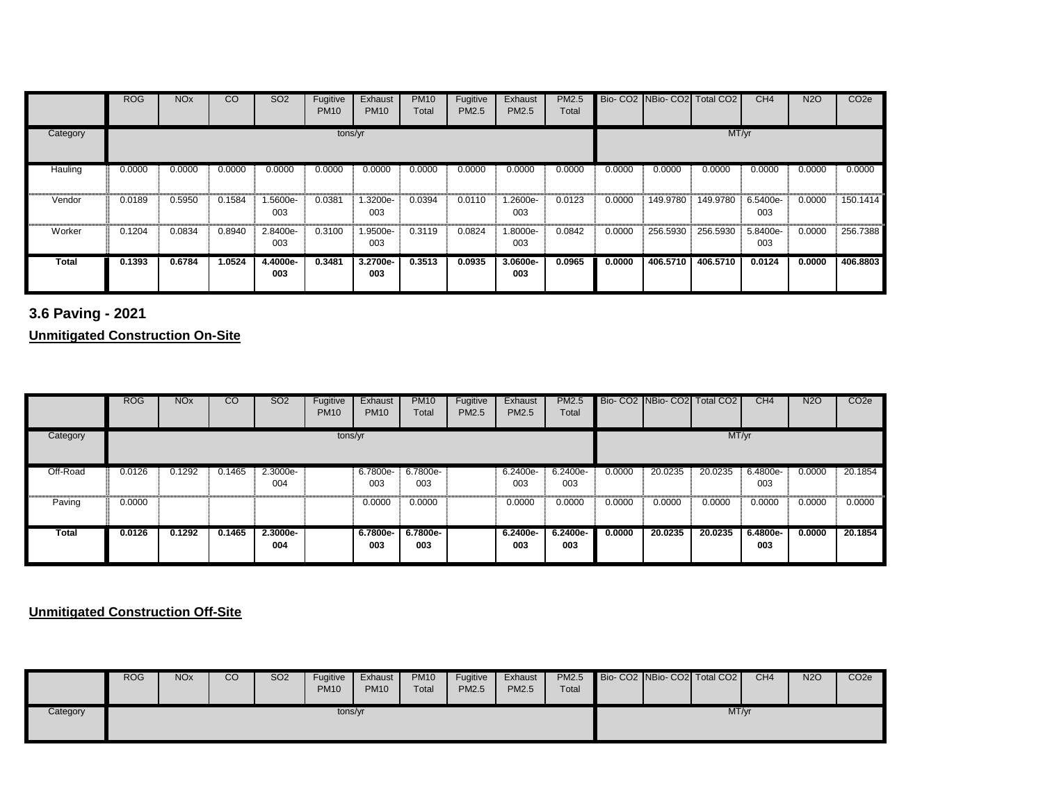| | ROG | NOx | CO | SO2 | Fugitive PM10 | Exhaust PM10 | PM10 Total | Fugitive PM2.5 | Exhaust PM2.5 | PM2.5 Total | Bio- CO2 | NBio- CO2 | Total CO2 | CH4 | N2O | CO2e |
|---|---|---|---|---|---|---|---|---|---|---|---|---|---|---|---|---|
| Category | tons/yr | | | | | | | | | | MT/yr | | | | | |
| Hauling | 0.0000 | 0.0000 | 0.0000 | 0.0000 | 0.0000 | 0.0000 | 0.0000 | 0.0000 | 0.0000 | 0.0000 | 0.0000 | 0.0000 | 0.0000 | 0.0000 | 0.0000 | 0.0000 |
| Vendor | 0.0189 | 0.5950 | 0.1584 | 1.5600e-003 | 0.0381 | 1.3200e-003 | 0.0394 | 0.0110 | 1.2600e-003 | 0.0123 | 0.0000 | 149.9780 | 149.9780 | 6.5400e-003 | 0.0000 | 150.1414 |
| Worker | 0.1204 | 0.0834 | 0.8940 | 2.8400e-003 | 0.3100 | 1.9500e-003 | 0.3119 | 0.0824 | 1.8000e-003 | 0.0842 | 0.0000 | 256.5930 | 256.5930 | 5.8400e-003 | 0.0000 | 256.7388 |
| **Total** | **0.1393** | **0.6784** | **1.0524** | **4.4000e-003** | **0.3481** | **3.2700e-003** | **0.3513** | **0.0935** | **3.0600e-003** | **0.0965** | **0.0000** | **406.5710** | **406.5710** | **0.0124** | **0.0000** | **406.8803** |

### 3.6 Paving - 2021

**Unmitigated Construction On-Site**

| | ROG | NOx | CO | SO2 | Fugitive PM10 | Exhaust PM10 | PM10 Total | Fugitive PM2.5 | Exhaust PM2.5 | PM2.5 Total | Bio- CO2 | NBio- CO2 | Total CO2 | CH4 | N2O | CO2e |
|---|---|---|---|---|---|---|---|---|---|---|---|---|---|---|---|---|
| Category | tons/yr | | | | | | | | | | MT/yr | | | | | |
| Off-Road | 0.0126 | 0.1292 | 0.1465 | 2.3000e-004 | | 6.7800e-003 | 6.7800e-003 | | 6.2400e-003 | 6.2400e-003 | 0.0000 | 20.0235 | 20.0235 | 6.4800e-003 | 0.0000 | 20.1854 |
| Paving | 0.0000 | | | | | 0.0000 | 0.0000 | | 0.0000 | 0.0000 | 0.0000 | 0.0000 | 0.0000 | 0.0000 | 0.0000 | 0.0000 |
| **Total** | **0.0126** | **0.1292** | **0.1465** | **2.3000e-004** | | **6.7800e-003** | **6.7800e-003** | | **6.2400e-003** | **6.2400e-003** | **0.0000** | **20.0235** | **20.0235** | **6.4800e-003** | **0.0000** | **20.1854** |

**Unmitigated Construction Off-Site**

| | ROG | NOx | CO | SO2 | Fugitive PM10 | Exhaust PM10 | PM10 Total | Fugitive PM2.5 | Exhaust PM2.5 | PM2.5 Total | Bio- CO2 | NBio- CO2 | Total CO2 | CH4 | N2O | CO2e |
|---|---|---|---|---|---|---|---|---|---|---|---|---|---|---|---|---|
| Category | tons/yr | | | | | | | | | | MT/yr | | | | | |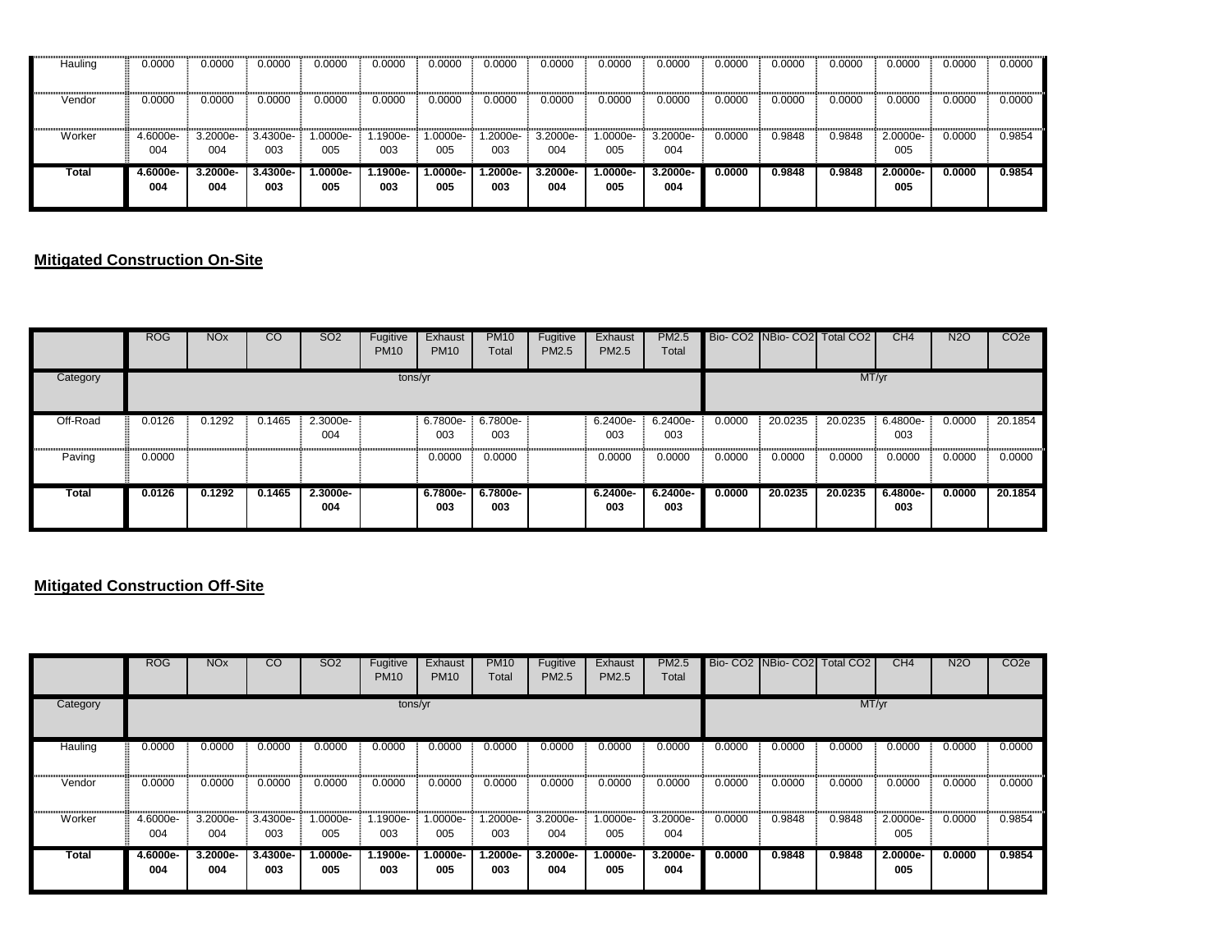| | ROG | NOx | CO | SO2 | Fugitive PM10 | Exhaust PM10 | PM10 Total | Fugitive PM2.5 | Exhaust PM2.5 | PM2.5 Total | Bio- CO2 | NBio- CO2 | Total CO2 | CH4 | N2O | CO2e |
|---|---|---|---|---|---|---|---|---|---|---|---|---|---|---|---|---|
| Hauling | 0.0000 | 0.0000 | 0.0000 | 0.0000 | 0.0000 | 0.0000 | 0.0000 | 0.0000 | 0.0000 | 0.0000 | 0.0000 | 0.0000 | 0.0000 | 0.0000 | 0.0000 | 0.0000 |
| Vendor | 0.0000 | 0.0000 | 0.0000 | 0.0000 | 0.0000 | 0.0000 | 0.0000 | 0.0000 | 0.0000 | 0.0000 | 0.0000 | 0.0000 | 0.0000 | 0.0000 | 0.0000 | 0.0000 |
| Worker | 4.6000e-004 | 3.2000e-004 | 3.4300e-003 | 1.0000e-005 | 1.1900e-003 | 1.0000e-005 | 1.2000e-003 | 3.2000e-004 | 1.0000e-005 | 3.2000e-004 | 0.0000 | 0.9848 | 0.9848 | 2.0000e-005 | 0.0000 | 0.9854 |
| **Total** | **4.6000e-004** | **3.2000e-004** | **3.4300e-003** | **1.0000e-005** | **1.1900e-003** | **1.0000e-005** | **1.2000e-003** | **3.2000e-004** | **1.0000e-005** | **3.2000e-004** | **0.0000** | **0.9848** | **0.9848** | **2.0000e-005** | **0.0000** | **0.9854** |

## Mitigated Construction On-Site

| | ROG | NOx | CO | SO2 | Fugitive PM10 | Exhaust PM10 | PM10 Total | Fugitive PM2.5 | Exhaust PM2.5 | PM2.5 Total | Bio- CO2 | NBio- CO2 | Total CO2 | CH4 | N2O | CO2e |
|---|---|---|---|---|---|---|---|---|---|---|---|---|---|---|---|---|
| Category | tons/yr | | | | | | | | | | MT/yr | | | | | |
| Off-Road | 0.0126 | 0.1292 | 0.1465 | 2.3000e-004 | | 6.7800e-003 | 6.7800e-003 | | 6.2400e-003 | 6.2400e-003 | 0.0000 | 20.0235 | 20.0235 | 6.4800e-003 | 0.0000 | 20.1854 |
| Paving | 0.0000 | | | | | 0.0000 | 0.0000 | | 0.0000 | 0.0000 | 0.0000 | 0.0000 | 0.0000 | 0.0000 | 0.0000 | 0.0000 |
| **Total** | **0.0126** | **0.1292** | **0.1465** | **2.3000e-004** | | **6.7800e-003** | **6.7800e-003** | | **6.2400e-003** | **6.2400e-003** | **0.0000** | **20.0235** | **20.0235** | **6.4800e-003** | **0.0000** | **20.1854** |

## Mitigated Construction Off-Site

| | ROG | NOx | CO | SO2 | Fugitive PM10 | Exhaust PM10 | PM10 Total | Fugitive PM2.5 | Exhaust PM2.5 | PM2.5 Total | Bio- CO2 | NBio- CO2 | Total CO2 | CH4 | N2O | CO2e |
|---|---|---|---|---|---|---|---|---|---|---|---|---|---|---|---|---|
| Category | tons/yr | | | | | | | | | | MT/yr | | | | | |
| Hauling | 0.0000 | 0.0000 | 0.0000 | 0.0000 | 0.0000 | 0.0000 | 0.0000 | 0.0000 | 0.0000 | 0.0000 | 0.0000 | 0.0000 | 0.0000 | 0.0000 | 0.0000 | 0.0000 |
| Vendor | 0.0000 | 0.0000 | 0.0000 | 0.0000 | 0.0000 | 0.0000 | 0.0000 | 0.0000 | 0.0000 | 0.0000 | 0.0000 | 0.0000 | 0.0000 | 0.0000 | 0.0000 | 0.0000 |
| Worker | 4.6000e-004 | 3.2000e-004 | 3.4300e-003 | 1.0000e-005 | 1.1900e-003 | 1.0000e-005 | 1.2000e-003 | 3.2000e-004 | 1.0000e-005 | 3.2000e-004 | 0.0000 | 0.9848 | 0.9848 | 2.0000e-005 | 0.0000 | 0.9854 |
| **Total** | **4.6000e-004** | **3.2000e-004** | **3.4300e-003** | **1.0000e-005** | **1.1900e-003** | **1.0000e-005** | **1.2000e-003** | **3.2000e-004** | **1.0000e-005** | **3.2000e-004** | **0.0000** | **0.9848** | **0.9848** | **2.0000e-005** | **0.0000** | **0.9854** |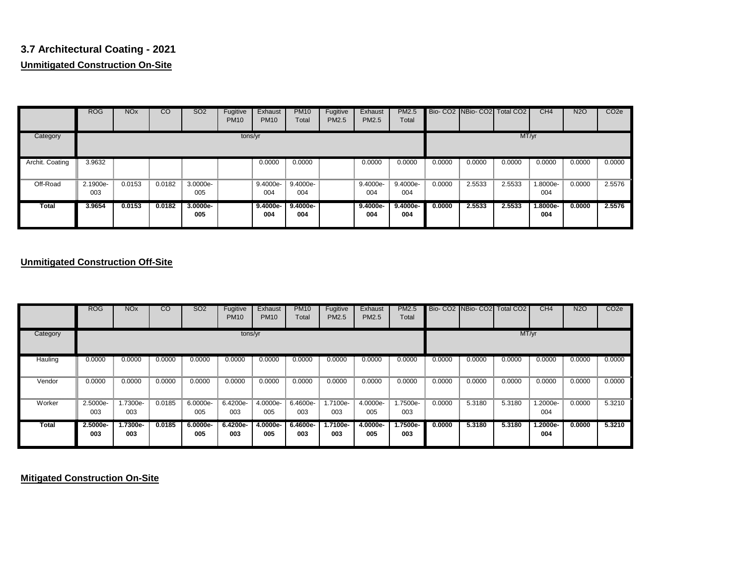### 3.7 Architectural Coating - 2021

**Unmitigated Construction On-Site**

| | ROG | NOx | CO | SO2 | Fugitive PM10 | Exhaust PM10 | PM10 Total | Fugitive PM2.5 | Exhaust PM2.5 | PM2.5 Total | Bio- CO2 | NBio- CO2 | Total CO2 | CH4 | N2O | CO2e |
|---|---|---|---|---|---|---|---|---|---|---|---|---|---|---|---|---|
| Category | tons/yr | | | | | | | | | | MT/yr | | | | | |
| Archit. Coating | 3.9632 | | | | | 0.0000 | 0.0000 | | 0.0000 | 0.0000 | 0.0000 | 0.0000 | 0.0000 | 0.0000 | 0.0000 | 0.0000 |
| Off-Road | 2.1900e-003 | 0.0153 | 0.0182 | 3.0000e-005 | | 9.4000e-004 | 9.4000e-004 | | 9.4000e-004 | 9.4000e-004 | 0.0000 | 2.5533 | 2.5533 | 1.8000e-004 | 0.0000 | 2.5576 |
| **Total** | **3.9654** | **0.0153** | **0.0182** | **3.0000e-005** | | **9.4000e-004** | **9.4000e-004** | | **9.4000e-004** | **9.4000e-004** | **0.0000** | **2.5533** | **2.5533** | **1.8000e-004** | **0.0000** | **2.5576** |

**Unmitigated Construction Off-Site**

| | ROG | NOx | CO | SO2 | Fugitive PM10 | Exhaust PM10 | PM10 Total | Fugitive PM2.5 | Exhaust PM2.5 | PM2.5 Total | Bio- CO2 | NBio- CO2 | Total CO2 | CH4 | N2O | CO2e |
|---|---|---|---|---|---|---|---|---|---|---|---|---|---|---|---|---|
| Category | tons/yr | | | | | | | | | | MT/yr | | | | | |
| Hauling | 0.0000 | 0.0000 | 0.0000 | 0.0000 | 0.0000 | 0.0000 | 0.0000 | 0.0000 | 0.0000 | 0.0000 | 0.0000 | 0.0000 | 0.0000 | 0.0000 | 0.0000 | 0.0000 |
| Vendor | 0.0000 | 0.0000 | 0.0000 | 0.0000 | 0.0000 | 0.0000 | 0.0000 | 0.0000 | 0.0000 | 0.0000 | 0.0000 | 0.0000 | 0.0000 | 0.0000 | 0.0000 | 0.0000 |
| Worker | 2.5000e-003 | 1.7300e-003 | 0.0185 | 6.0000e-005 | 6.4200e-003 | 4.0000e-005 | 6.4600e-003 | 1.7100e-003 | 4.0000e-005 | 1.7500e-003 | 0.0000 | 5.3180 | 5.3180 | 1.2000e-004 | 0.0000 | 5.3210 |
| **Total** | **2.5000e-003** | **1.7300e-003** | **0.0185** | **6.0000e-005** | **6.4200e-003** | **4.0000e-005** | **6.4600e-003** | **1.7100e-003** | **4.0000e-005** | **1.7500e-003** | **0.0000** | **5.3180** | **5.3180** | **1.2000e-004** | **0.0000** | **5.3210** |

**Mitigated Construction On-Site**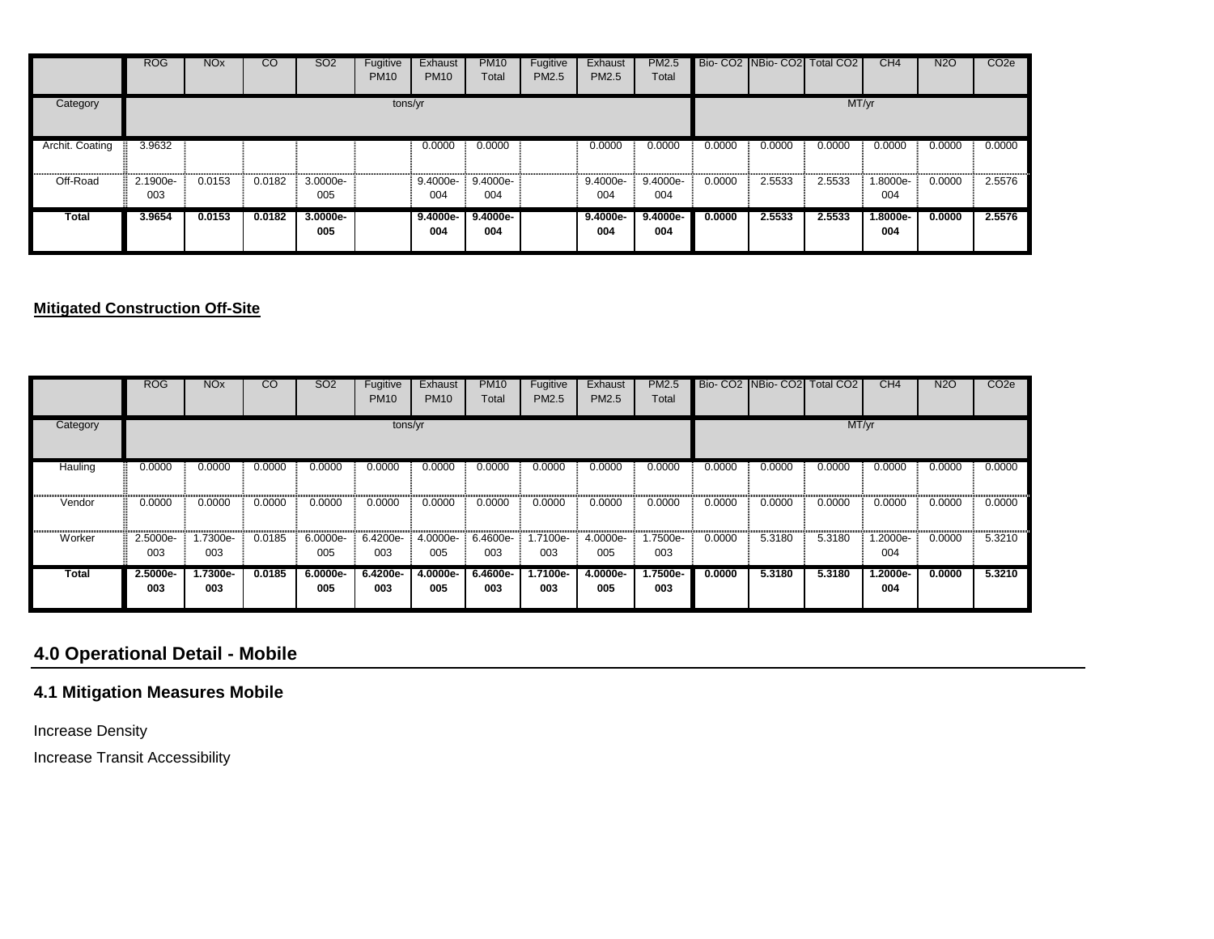| | ROG | $NO_x$ | CO | $SO_2$ | Fugitive PM10 | Exhaust PM10 | PM10 Total | Fugitive PM2.5 | Exhaust PM2.5 | PM2.5 Total | Bio- $CO_2$ | NBio- $CO_2$ | Total $CO_2$ | $CH_4$ | $N_2O$ | $CO_2e$ |
|---|---|---|---|---|---|---|---|---|---|---|---|---|---|---|---|---|
| Category | tons/yr | | | | | | | | | | MT/yr | | | | | |
| Archit. Coating | 3.9632 | | | | | 0.0000 | 0.0000 | | 0.0000 | 0.0000 | 0.0000 | 0.0000 | 0.0000 | 0.0000 | 0.0000 | 0.0000 |
| Off-Road | 2.1900e-003 | 0.0153 | 0.0182 | 3.0000e-005 | | 9.4000e-004 | 9.4000e-004 | | 9.4000e-004 | 9.4000e-004 | 0.0000 | 2.5533 | 2.5533 | 1.8000e-004 | 0.0000 | 2.5576 |
| **Total** | **3.9654** | **0.0153** | **0.0182** | **3.0000e-005** | | **9.4000e-004** | **9.4000e-004** | | **9.4000e-004** | **9.4000e-004** | **0.0000** | **2.5533** | **2.5533** | **1.8000e-004** | **0.0000** | **2.5576** |

**Mitigated Construction Off-Site**

| | ROG | $NO_x$ | CO | $SO_2$ | Fugitive PM10 | Exhaust PM10 | PM10 Total | Fugitive PM2.5 | Exhaust PM2.5 | PM2.5 Total | Bio- $CO_2$ | NBio- $CO_2$ | Total $CO_2$ | $CH_4$ | $N_2O$ | $CO_2e$ |
|---|---|---|---|---|---|---|---|---|---|---|---|---|---|---|---|---|
| Category | tons/yr | | | | | | | | | | MT/yr | | | | | |
| Hauling | 0.0000 | 0.0000 | 0.0000 | 0.0000 | 0.0000 | 0.0000 | 0.0000 | 0.0000 | 0.0000 | 0.0000 | 0.0000 | 0.0000 | 0.0000 | 0.0000 | 0.0000 | 0.0000 |
| Vendor | 0.0000 | 0.0000 | 0.0000 | 0.0000 | 0.0000 | 0.0000 | 0.0000 | 0.0000 | 0.0000 | 0.0000 | 0.0000 | 0.0000 | 0.0000 | 0.0000 | 0.0000 | 0.0000 |
| Worker | 2.5000e-003 | 1.7300e-003 | 0.0185 | 6.0000e-005 | 6.4200e-003 | 4.0000e-005 | 6.4600e-003 | 1.7100e-003 | 4.0000e-005 | 1.7500e-003 | 0.0000 | 5.3180 | 5.3180 | 1.2000e-004 | 0.0000 | 5.3210 |
| **Total** | **2.5000e-003** | **1.7300e-003** | **0.0185** | **6.0000e-005** | **6.4200e-003** | **4.0000e-005** | **6.4600e-003** | **1.7100e-003** | **4.0000e-005** | **1.7500e-003** | **0.0000** | **5.3180** | **5.3180** | **1.2000e-004** | **0.0000** | **5.3210** |

## 4.0 Operational Detail - Mobile

### 4.1 Mitigation Measures Mobile

Increase Density

Increase Transit Accessibility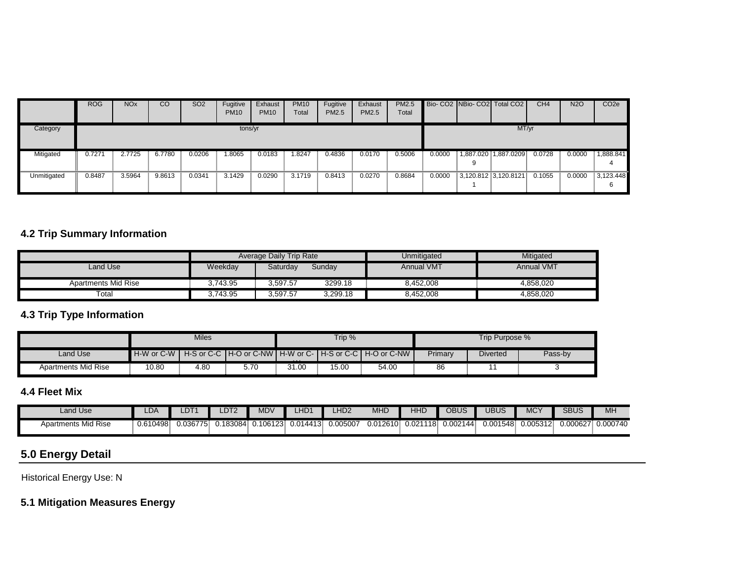| | ROG | NOx | CO | SO2 | Fugitive PM10 | Exhaust PM10 | PM10 Total | Fugitive PM2.5 | Exhaust PM2.5 | PM2.5 Total | Bio- CO2 | NBio- CO2 | Total CO2 | CH4 | N2O | CO2e |
|---|---|---|---|---|---|---|---|---|---|---|---|---|---|---|---|---|
| Category | tons/yr | | | | | | | | | | MT/yr | | | | | |
| Mitigated | 0.7271 | 2.7725 | 6.7780 | 0.0206 | 1.8065 | 0.0183 | 1.8247 | 0.4836 | 0.0170 | 0.5006 | 0.0000 | 1,887.0209 | 1,887.0209 | 0.0728 | 0.0000 | 1,888.8414 |
| Unmitigated | 0.8487 | 3.5964 | 9.8613 | 0.0341 | 3.1429 | 0.0290 | 3.1719 | 0.8413 | 0.0270 | 0.8684 | 0.0000 | 3,120.8121 | 3,120.8121 | 0.1055 | 0.0000 | 3,123.4486 |

### 4.2 Trip Summary Information

| | Average Daily Trip Rate | | | Unmitigated | Mitigated |
|---|---|---|---|---|---|
| Land Use | Weekday | Saturday | Sunday | Annual VMT | Annual VMT |
| Apartments Mid Rise | 3,743.95 | 3,597.57 | 3299.18 | 8,452,008 | 4,858,020 |
| Total | 3,743.95 | 3,597.57 | 3,299.18 | 8,452,008 | 4,858,020 |

### 4.3 Trip Type Information

| | Miles | | | Trip % | | | Trip Purpose % | | |
|---|---|---|---|---|---|---|---|---|---|
| Land Use | H-W or C-W | H-S or C-C | H-O or C-NW | H-W or C-W | H-S or C-C | H-O or C-NW | Primary | Diverted | Pass-by |
| Apartments Mid Rise | 10.80 | 4.80 | 5.70 | 31.00 | 15.00 | 54.00 | 86 | 11 | 3 |

### 4.4 Fleet Mix

| Land Use | LDA | LDT1 | LDT2 | MDV | LHD1 | LHD2 | MHD | HHD | OBUS | UBUS | MCY | SBUS | MH |
|---|---|---|---|---|---|---|---|---|---|---|---|---|---|
| Apartments Mid Rise | 0.610498 | 0.036775 | 0.183084 | 0.106123 | 0.014413 | 0.005007 | 0.012610 | 0.021118 | 0.002144 | 0.001548 | 0.005312 | 0.000627 | 0.000740 |

## 5.0 Energy Detail

Historical Energy Use: N

### 5.1 Mitigation Measures Energy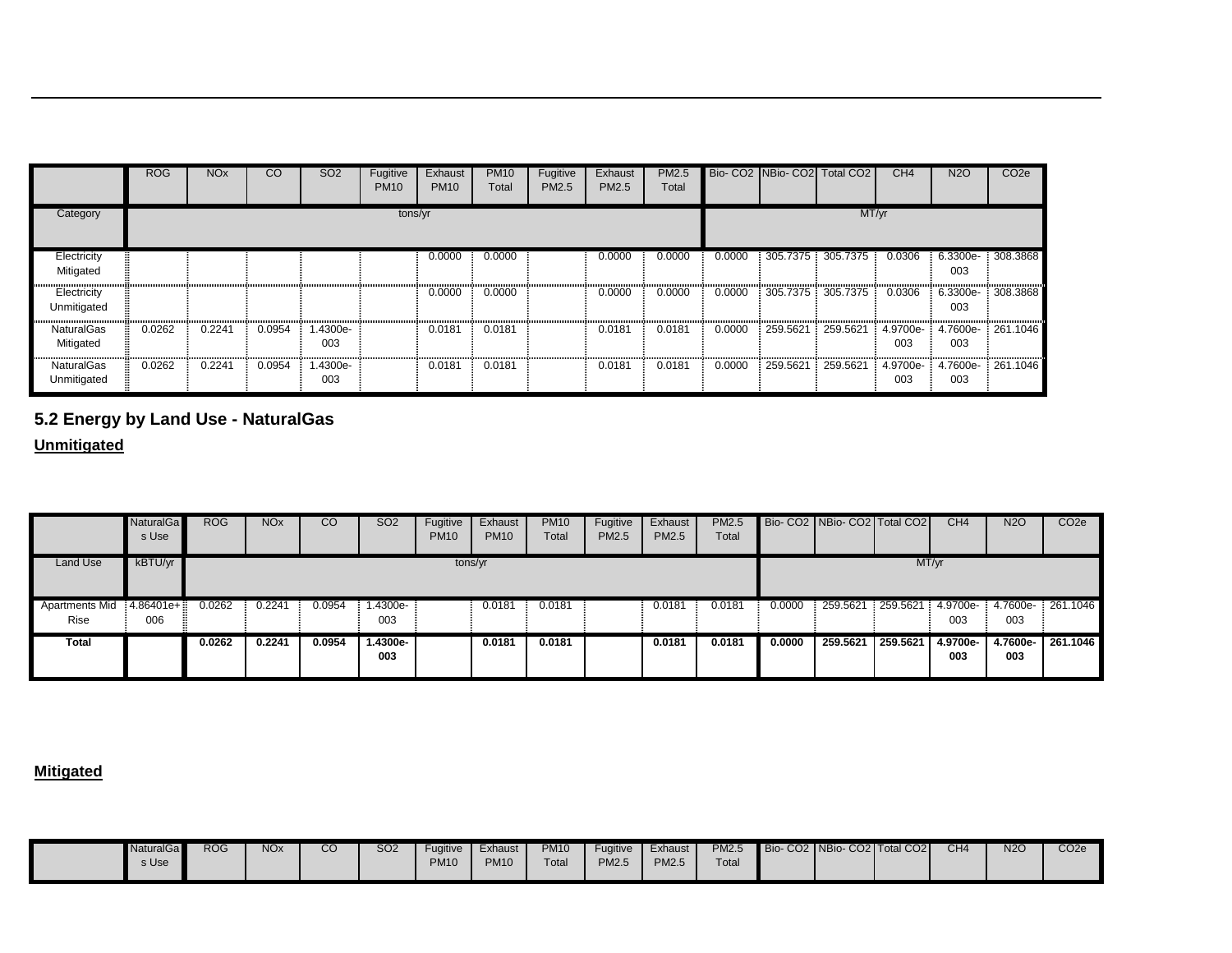| | ROG | NOx | CO | SO2 | Fugitive PM10 | Exhaust PM10 | PM10 Total | Fugitive PM2.5 | Exhaust PM2.5 | PM2.5 Total | Bio- CO2 | NBio- CO2 | Total CO2 | CH4 | N2O | CO2e |
|---|---|---|---|---|---|---|---|---|---|---|---|---|---|---|---|---|
| Category | tons/yr | | | | | | | | | | MT/yr | | | | | |
| Electricity Mitigated | | | | | | 0.0000 | 0.0000 | | 0.0000 | 0.0000 | 0.0000 | 305.7375 | 305.7375 | 0.0306 | 6.3300e-003 | 308.3868 |
| Electricity Unmitigated | | | | | | 0.0000 | 0.0000 | | 0.0000 | 0.0000 | 0.0000 | 305.7375 | 305.7375 | 0.0306 | 6.3300e-003 | 308.3868 |
| NaturalGas Mitigated | 0.0262 | 0.2241 | 0.0954 | 1.4300e-003 | | 0.0181 | 0.0181 | | 0.0181 | 0.0181 | 0.0000 | 259.5621 | 259.5621 | 4.9700e-003 | 4.7600e-003 | 261.1046 |
| NaturalGas Unmitigated | 0.0262 | 0.2241 | 0.0954 | 1.4300e-003 | | 0.0181 | 0.0181 | | 0.0181 | 0.0181 | 0.0000 | 259.5621 | 259.5621 | 4.9700e-003 | 4.7600e-003 | 261.1046 |

## 5.2 Energy by Land Use - NaturalGas

**Unmitigated**

| | NaturalGas Use | ROG | NOx | CO | SO2 | Fugitive PM10 | Exhaust PM10 | PM10 Total | Fugitive PM2.5 | Exhaust PM2.5 | PM2.5 Total | Bio- CO2 | NBio- CO2 | Total CO2 | CH4 | N2O | CO2e |
|---|---|---|---|---|---|---|---|---|---|---|---|---|---|---|---|---|---|
| Land Use | kBTU/yr | tons/yr | | | | | | | | | | MT/yr | | | | | |
| Apartments Mid Rise | 4.86401e+006 | 0.0262 | 0.2241 | 0.0954 | 1.4300e-003 | | 0.0181 | 0.0181 | | 0.0181 | 0.0181 | 0.0000 | 259.5621 | 259.5621 | 4.9700e-003 | 4.7600e-003 | 261.1046 |
| **Total** | | **0.0262** | **0.2241** | **0.0954** | **1.4300e-003** | | **0.0181** | **0.0181** | | **0.0181** | **0.0181** | **0.0000** | **259.5621** | **259.5621** | **4.9700e-003** | **4.7600e-003** | **261.1046** |

**Mitigated**

| | NaturalGas Use | ROG | NOx | CO | SO2 | Fugitive PM10 | Exhaust PM10 | PM10 Total | Fugitive PM2.5 | Exhaust PM2.5 | PM2.5 Total | Bio- CO2 | NBio- CO2 | Total CO2 | CH4 | N2O | CO2e |
|---|---|---|---|---|---|---|---|---|---|---|---|---|---|---|---|---|---|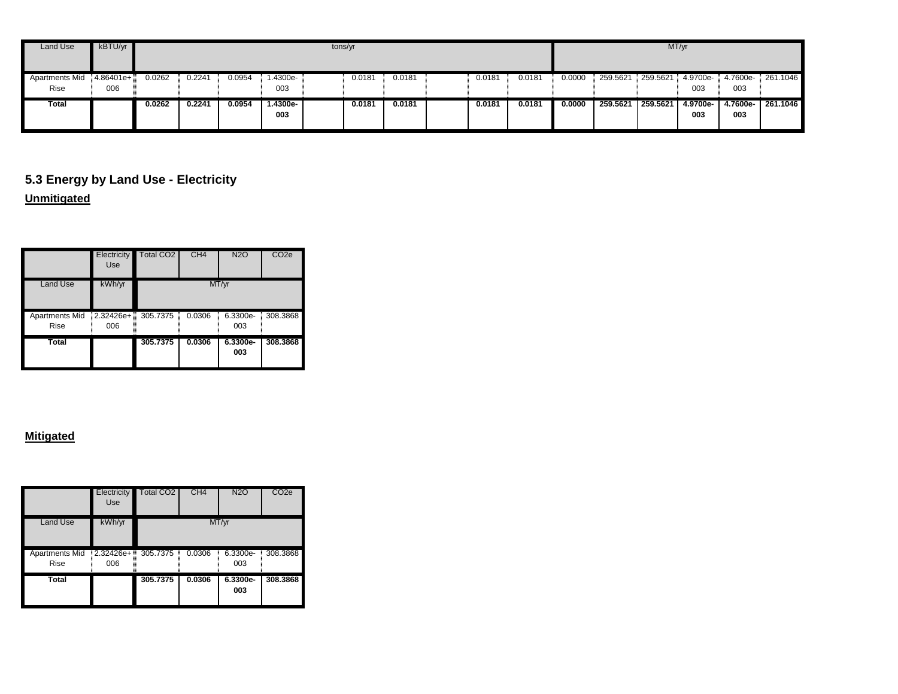| Land Use | kBTU/yr | tons/yr | | | | | | | | | | MT/yr | | | | | |
|---|---|---|---|---|---|---|---|---|---|---|---|---|---|---|---|---|---|
| Apartments Mid Rise | 4.86401e+006 | 0.0262 | 0.2241 | 0.0954 | 1.4300e-003 | | 0.0181 | 0.0181 | | 0.0181 | 0.0181 | 0.0000 | 259.5621 | 259.5621 | 4.9700e-003 | 4.7600e-003 | 261.1046 |
| **Total** | | **0.0262** | **0.2241** | **0.0954** | **1.4300e-003** | | **0.0181** | **0.0181** | | **0.0181** | **0.0181** | **0.0000** | **259.5621** | **259.5621** | **4.9700e-003** | **4.7600e-003** | **261.1046** |

## 5.3 Energy by Land Use - Electricity

**Unmitigated**

| | Electricity Use | Total CO2 | CH4 | N2O | CO2e |
|---|---|---|---|---|---|
| Land Use | kWh/yr | MT/yr | | | |
| Apartments Mid Rise | 2.32426e+006 | 305.7375 | 0.0306 | 6.3300e-003 | 308.3868 |
| **Total** | | **305.7375** | **0.0306** | **6.3300e-003** | **308.3868** |

**Mitigated**

| | Electricity Use | Total CO2 | CH4 | N2O | CO2e |
|---|---|---|---|---|---|
| Land Use | kWh/yr | MT/yr | | | |
| Apartments Mid Rise | 2.32426e+006 | 305.7375 | 0.0306 | 6.3300e-003 | 308.3868 |
| **Total** | | **305.7375** | **0.0306** | **6.3300e-003** | **308.3868** |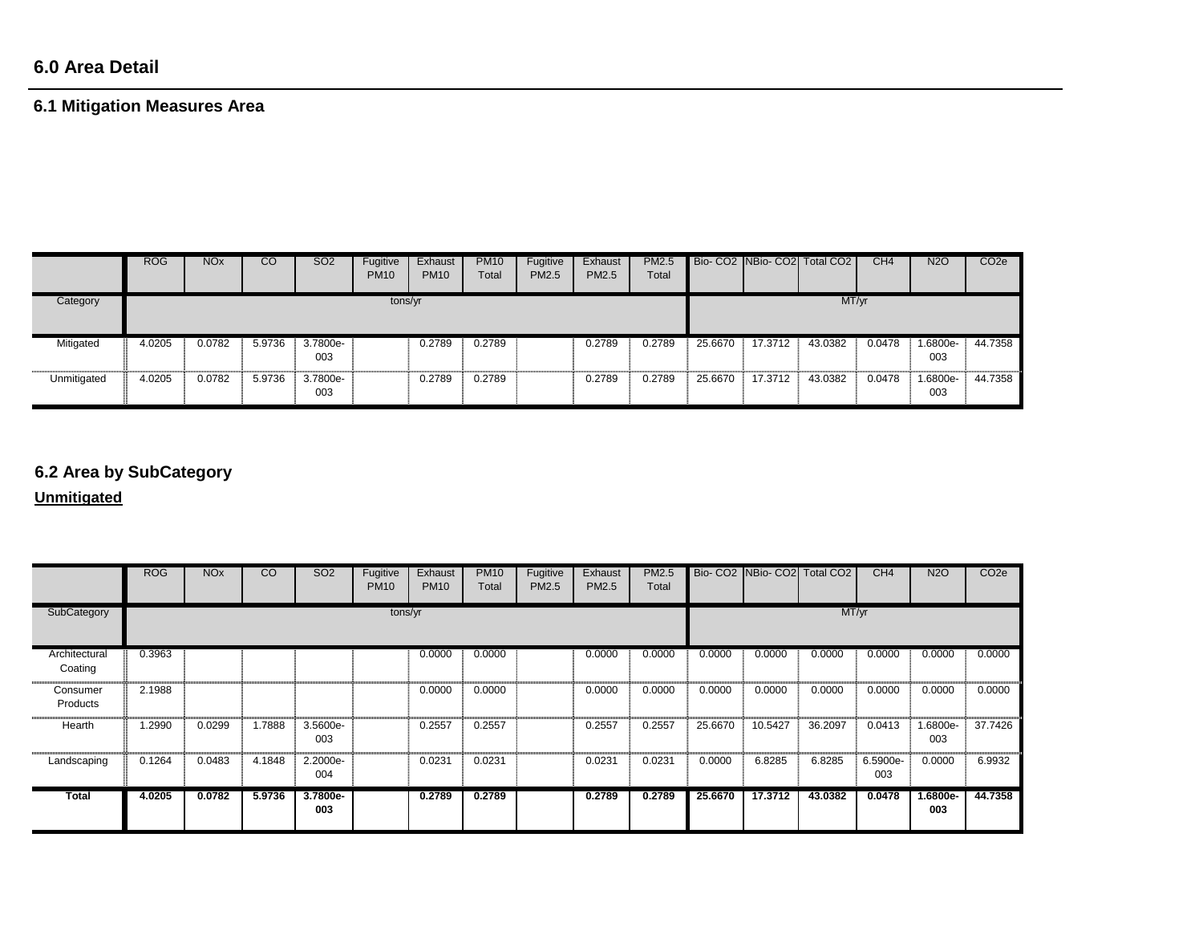## 6.0 Area Detail

### 6.1 Mitigation Measures Area

| | ROG | NOx | CO | SO2 | Fugitive PM10 | Exhaust PM10 | PM10 Total | Fugitive PM2.5 | Exhaust PM2.5 | PM2.5 Total | Bio- CO2 | NBio- CO2 | Total CO2 | CH4 | N2O | CO2e |
|---|---|---|---|---|---|---|---|---|---|---|---|---|---|---|---|---|
| Category | tons/yr | | | | | | | | | | MT/yr | | | | | |
| Mitigated | 4.0205 | 0.0782 | 5.9736 | 3.7800e-003 | | 0.2789 | 0.2789 | | 0.2789 | 0.2789 | 25.6670 | 17.3712 | 43.0382 | 0.0478 | 1.6800e-003 | 44.7358 |
| Unmitigated | 4.0205 | 0.0782 | 5.9736 | 3.7800e-003 | | 0.2789 | 0.2789 | | 0.2789 | 0.2789 | 25.6670 | 17.3712 | 43.0382 | 0.0478 | 1.6800e-003 | 44.7358 |

### 6.2 Area by SubCategory

**Unmitigated**

| | ROG | NOx | CO | SO2 | Fugitive PM10 | Exhaust PM10 | PM10 Total | Fugitive PM2.5 | Exhaust PM2.5 | PM2.5 Total | Bio- CO2 | NBio- CO2 | Total CO2 | CH4 | N2O | CO2e |
|---|---|---|---|---|---|---|---|---|---|---|---|---|---|---|---|---|
| SubCategory | tons/yr | | | | | | | | | | MT/yr | | | | | |
| Architectural Coating | 0.3963 | | | | | 0.0000 | 0.0000 | | 0.0000 | 0.0000 | 0.0000 | 0.0000 | 0.0000 | 0.0000 | 0.0000 | 0.0000 |
| Consumer Products | 2.1988 | | | | | 0.0000 | 0.0000 | | 0.0000 | 0.0000 | 0.0000 | 0.0000 | 0.0000 | 0.0000 | 0.0000 | 0.0000 |
| Hearth | 1.2990 | 0.0299 | 1.7888 | 3.5600e-003 | | 0.2557 | 0.2557 | | 0.2557 | 0.2557 | 25.6670 | 10.5427 | 36.2097 | 0.0413 | 1.6800e-003 | 37.7426 |
| Landscaping | 0.1264 | 0.0483 | 4.1848 | 2.2000e-004 | | 0.0231 | 0.0231 | | 0.0231 | 0.0231 | 0.0000 | 6.8285 | 6.8285 | 6.5900e-003 | 0.0000 | 6.9932 |
| **Total** | **4.0205** | **0.0782** | **5.9736** | **3.7800e-003** | | **0.2789** | **0.2789** | | **0.2789** | **0.2789** | **25.6670** | **17.3712** | **43.0382** | **0.0478** | **1.6800e-003** | **44.7358** |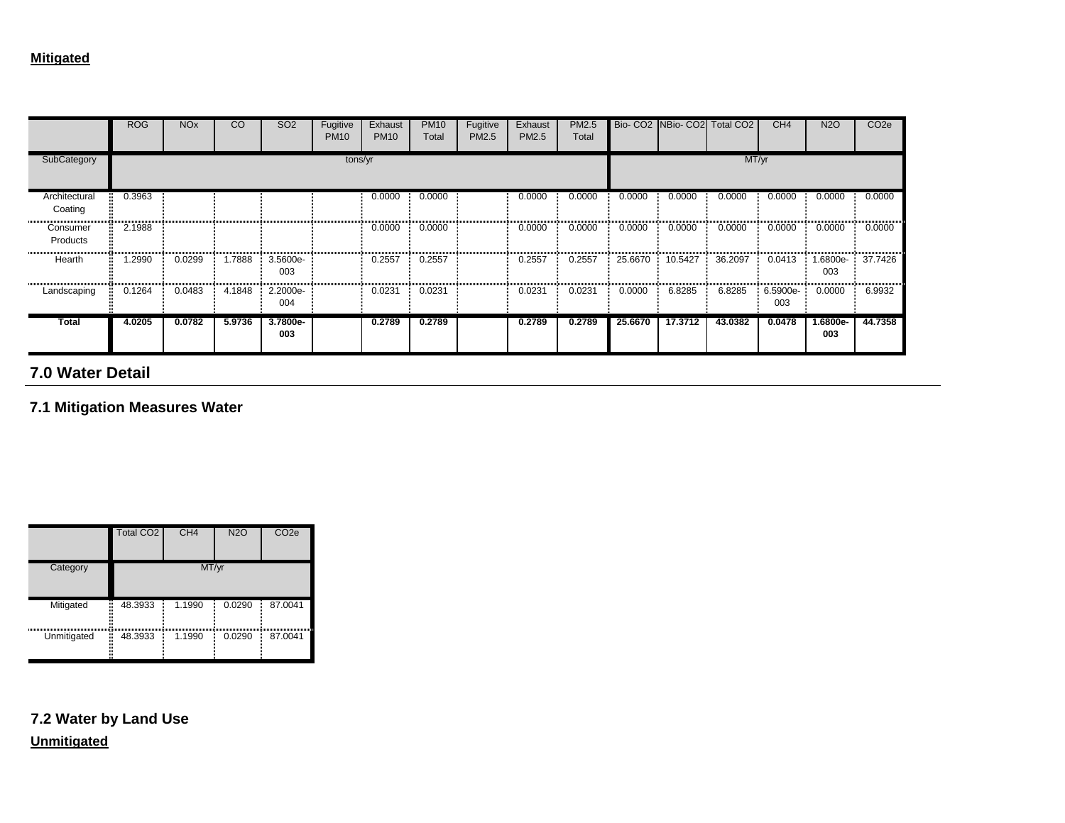**Mitigated**

| | ROG | NOx | CO | SO2 | Fugitive PM10 | Exhaust PM10 | PM10 Total | Fugitive PM2.5 | Exhaust PM2.5 | PM2.5 Total | Bio- CO2 | NBio- CO2 | Total CO2 | CH4 | N2O | CO2e |
|---|---|---|---|---|---|---|---|---|---|---|---|---|---|---|---|---|
| SubCategory | tons/yr | | | | | | | | | | MT/yr | | | | | |
| Architectural Coating | 0.3963 | | | | | 0.0000 | 0.0000 | | 0.0000 | 0.0000 | 0.0000 | 0.0000 | 0.0000 | 0.0000 | 0.0000 | 0.0000 |
| Consumer Products | 2.1988 | | | | | 0.0000 | 0.0000 | | 0.0000 | 0.0000 | 0.0000 | 0.0000 | 0.0000 | 0.0000 | 0.0000 | 0.0000 |
| Hearth | 1.2990 | 0.0299 | 1.7888 | 3.5600e-003 | | 0.2557 | 0.2557 | | 0.2557 | 0.2557 | 25.6670 | 10.5427 | 36.2097 | 0.0413 | 1.6800e-003 | 37.7426 |
| Landscaping | 0.1264 | 0.0483 | 4.1848 | 2.2000e-004 | | 0.0231 | 0.0231 | | 0.0231 | 0.0231 | 0.0000 | 6.8285 | 6.8285 | 6.5900e-003 | 0.0000 | 6.9932 |
| **Total** | **4.0205** | **0.0782** | **5.9736** | **3.7800e-003** | | **0.2789** | **0.2789** | | **0.2789** | **0.2789** | **25.6670** | **17.3712** | **43.0382** | **0.0478** | **1.6800e-003** | **44.7358** |

## 7.0 Water Detail

### 7.1 Mitigation Measures Water

| | Total CO2 | CH4 | N2O | CO2e |
|---|---|---|---|---|
| Category | MT/yr | | | |
| Mitigated | 48.3933 | 1.1990 | 0.0290 | 87.0041 |
| Unmitigated | 48.3933 | 1.1990 | 0.0290 | 87.0041 |

### 7.2 Water by Land Use

**Unmitigated**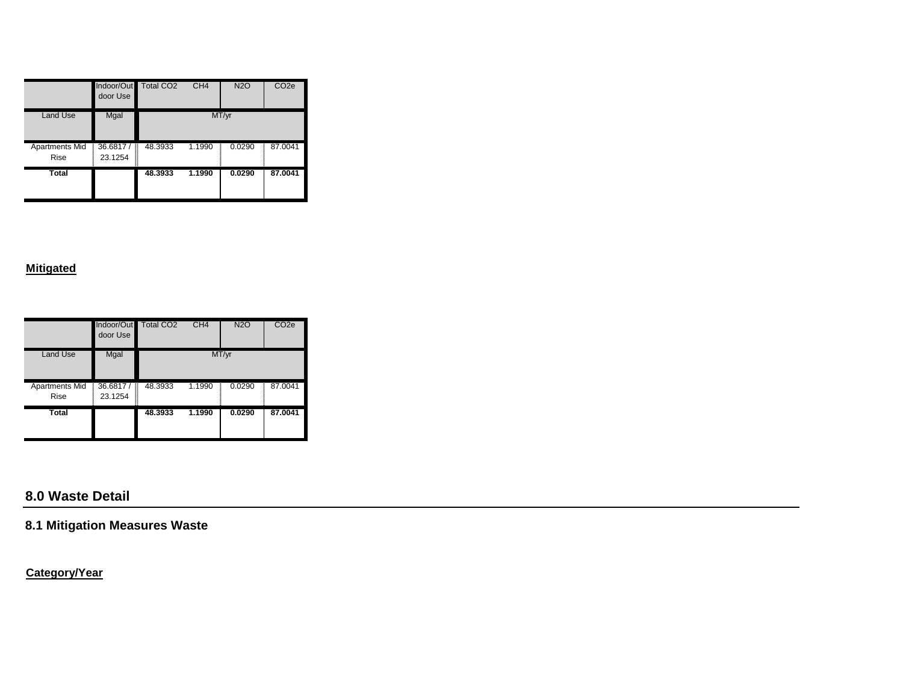| | Indoor/Outdoor Use | Total CO2 | CH4 | N2O | CO2e |
|---|---|---|---|---|---|
| Land Use | Mgal | MT/yr | | | |
| Apartments Mid Rise | 36.6817 / 23.1254 | 48.3933 | 1.1990 | 0.0290 | 87.0041 |
| **Total** | | **48.3933** | **1.1990** | **0.0290** | **87.0041** |

**Mitigated**

| | Indoor/Outdoor Use | Total CO2 | CH4 | N2O | CO2e |
|---|---|---|---|---|---|
| Land Use | Mgal | MT/yr | | | |
| Apartments Mid Rise | 36.6817 / 23.1254 | 48.3933 | 1.1990 | 0.0290 | 87.0041 |
| **Total** | | **48.3933** | **1.1990** | **0.0290** | **87.0041** |

## 8.0 Waste Detail

### 8.1 Mitigation Measures Waste

**Category/Year**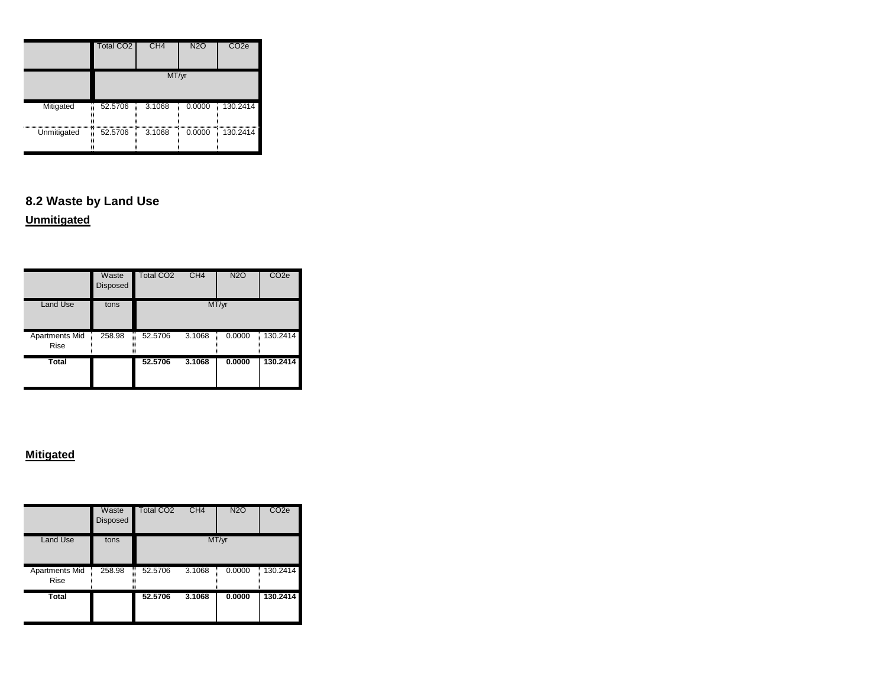| | Total $CO_2$ | $CH_4$ | $N_2O$ | $CO_2e$ |
|---|---|---|---|---|
| | MT/yr | | | |
| Mitigated | 52.5706 | 3.1068 | 0.0000 | 130.2414 |
| Unmitigated | 52.5706 | 3.1068 | 0.0000 | 130.2414 |

## 8.2 Waste by Land Use

**Unmitigated**

| | Waste Disposed | Total $CO_2$ | $CH_4$ | $N_2O$ | $CO_2e$ |
|---|---|---|---|---|---|
| Land Use | tons | MT/yr | | | |
| Apartments Mid Rise | 258.98 | 52.5706 | 3.1068 | 0.0000 | 130.2414 |
| **Total** | | **52.5706** | **3.1068** | **0.0000** | **130.2414** |

**Mitigated**

| | Waste Disposed | Total $CO_2$ | $CH_4$ | $N_2O$ | $CO_2e$ |
|---|---|---|---|---|---|
| Land Use | tons | MT/yr | | | |
| Apartments Mid Rise | 258.98 | 52.5706 | 3.1068 | 0.0000 | 130.2414 |
| **Total** | | **52.5706** | **3.1068** | **0.0000** | **130.2414** |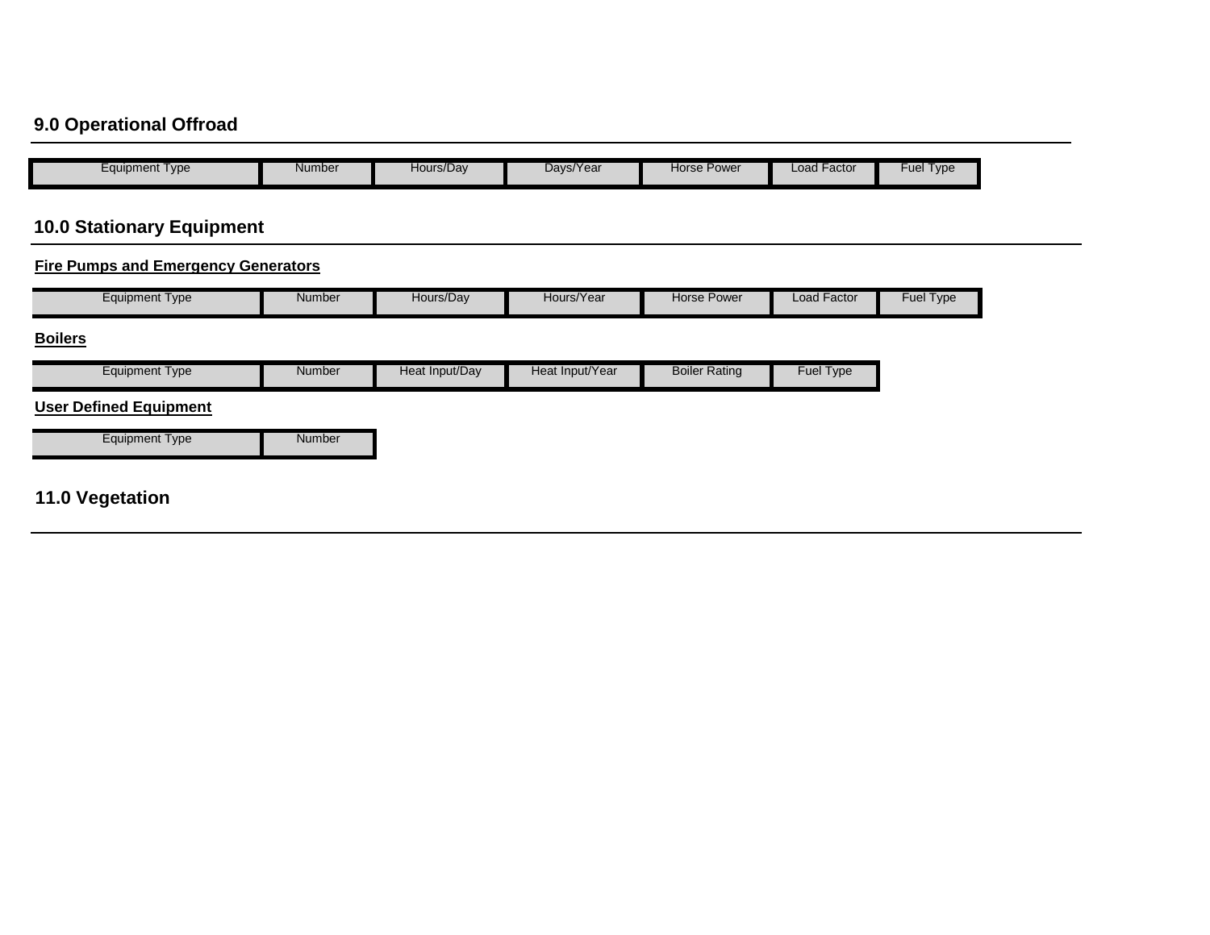## 9.0 Operational Offroad

| Equipment Type | Number | Hours/Day | Days/Year | Horse Power | Load Factor | Fuel Type |
|---|---|---|---|---|---|---|

## 10.0 Stationary Equipment

**Fire Pumps and Emergency Generators**

| Equipment Type | Number | Hours/Day | Hours/Year | Horse Power | Load Factor | Fuel Type |
|---|---|---|---|---|---|---|

**Boilers**

| Equipment Type | Number | Heat Input/Day | Heat Input/Year | Boiler Rating | Fuel Type |
|---|---|---|---|---|---|

**User Defined Equipment**

| Equipment Type | Number |
|---|---|

## 11.0 Vegetation